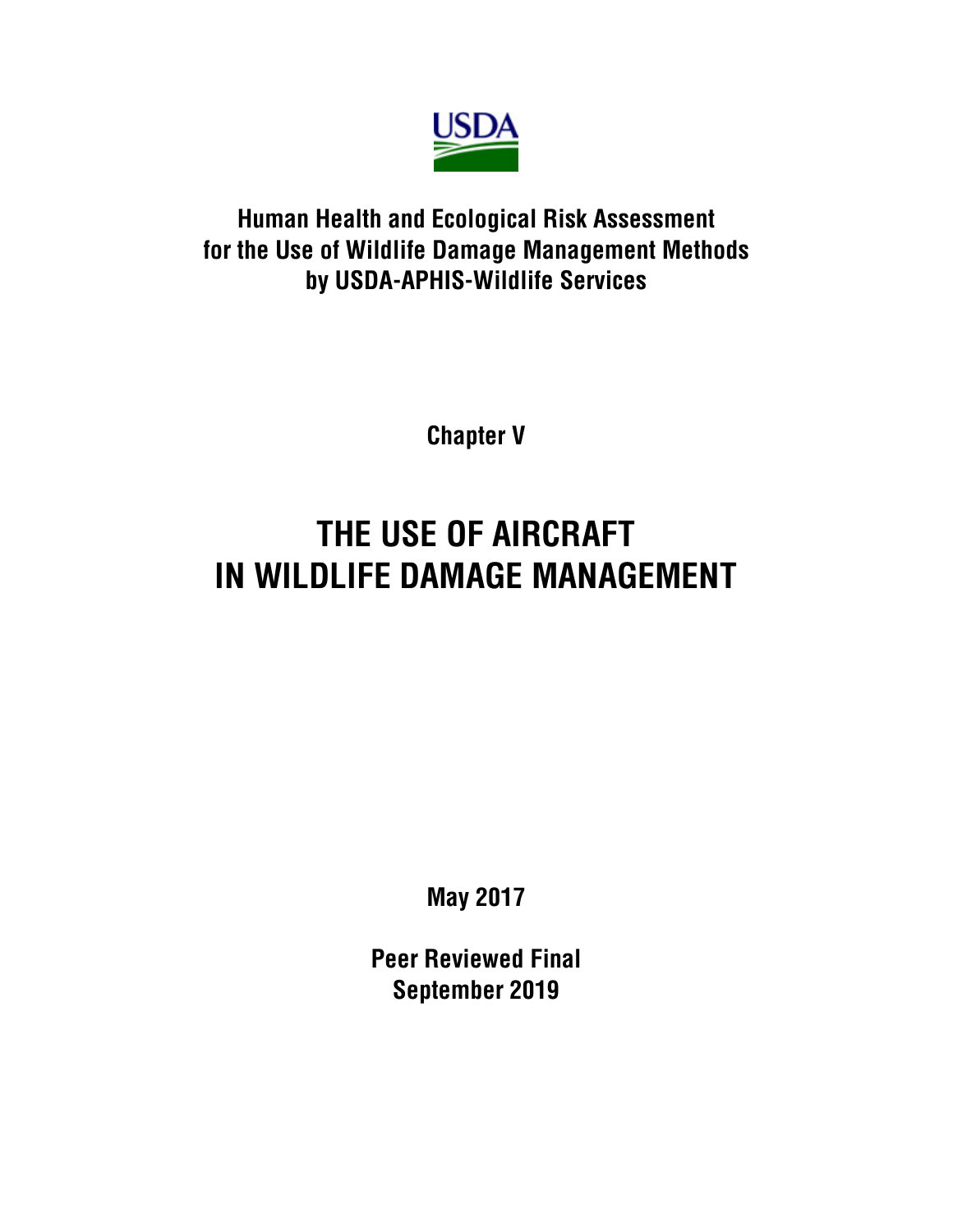USDA

**Human Health and Ecological Risk Assessment for the Use of Wildlife Damage Management Methods by USDA-APHIS-Wildlife Services**

**Chapter V**

# THE USE OF AIRCRAFT IN WILDLIFE DAMAGE MANAGEMENT

**May 2017**

**Peer Reviewed Final**
**September 2019**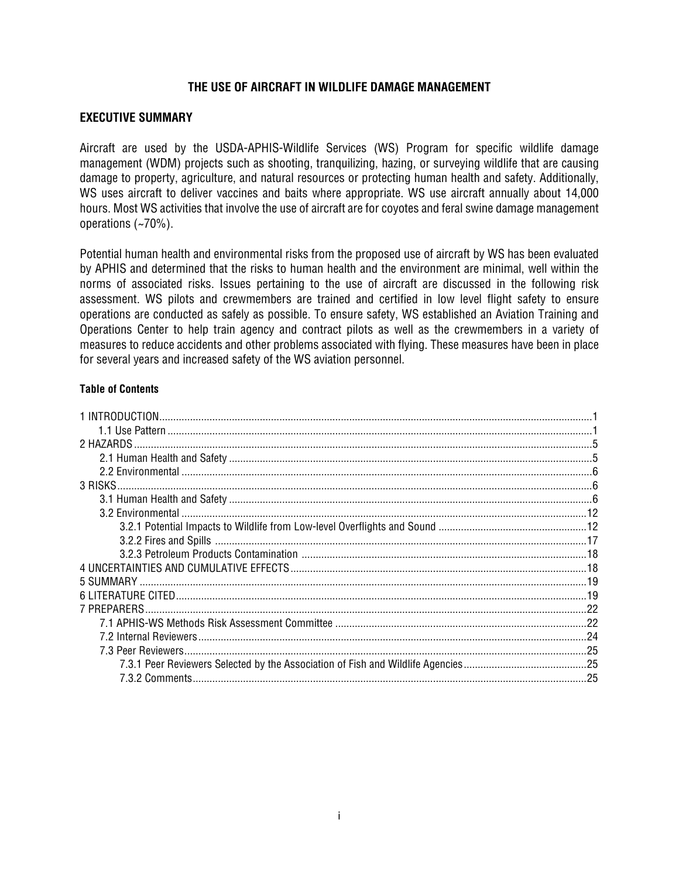# THE USE OF AIRCRAFT IN WILDLIFE DAMAGE MANAGEMENT

## EXECUTIVE SUMMARY

Aircraft are used by the USDA-APHIS-Wildlife Services (WS) Program for specific wildlife damage management (WDM) projects such as shooting, tranquilizing, hazing, or surveying wildlife that are causing damage to property, agriculture, and natural resources or protecting human health and safety. Additionally, WS uses aircraft to deliver vaccines and baits where appropriate. WS use aircraft annually about 14,000 hours. Most WS activities that involve the use of aircraft are for coyotes and feral swine damage management operations (~70%).

Potential human health and environmental risks from the proposed use of aircraft by WS has been evaluated by APHIS and determined that the risks to human health and the environment are minimal, well within the norms of associated risks. Issues pertaining to the use of aircraft are discussed in the following risk assessment. WS pilots and crewmembers are trained and certified in low level flight safety to ensure operations are conducted as safely as possible. To ensure safety, WS established an Aviation Training and Operations Center to help train agency and contract pilots as well as the crewmembers in a variety of measures to reduce accidents and other problems associated with flying. These measures have been in place for several years and increased safety of the WS aviation personnel.

#### Table of Contents

- 1 INTRODUCTION ..... 1
  - 1.1 Use Pattern ..... 1
- 2 HAZARDS ..... 5
  - 2.1 Human Health and Safety ..... 5
  - 2.2 Environmental ..... 6
- 3 RISKS ..... 6
  - 3.1 Human Health and Safety ..... 6
  - 3.2 Environmental ..... 12
    - 3.2.1 Potential Impacts to Wildlife from Low-level Overflights and Sound ..... 12
    - 3.2.2 Fires and Spills ..... 17
    - 3.2.3 Petroleum Products Contamination ..... 18
- 4 UNCERTAINTIES AND CUMULATIVE EFFECTS ..... 18
- 5 SUMMARY ..... 19
- 6 LITERATURE CITED ..... 19
- 7 PREPARERS ..... 22
  - 7.1 APHIS-WS Methods Risk Assessment Committee ..... 22
  - 7.2 Internal Reviewers ..... 24
  - 7.3 Peer Reviewers ..... 25
    - 7.3.1 Peer Reviewers Selected by the Association of Fish and Wildlife Agencies ..... 25
    - 7.3.2 Comments ..... 25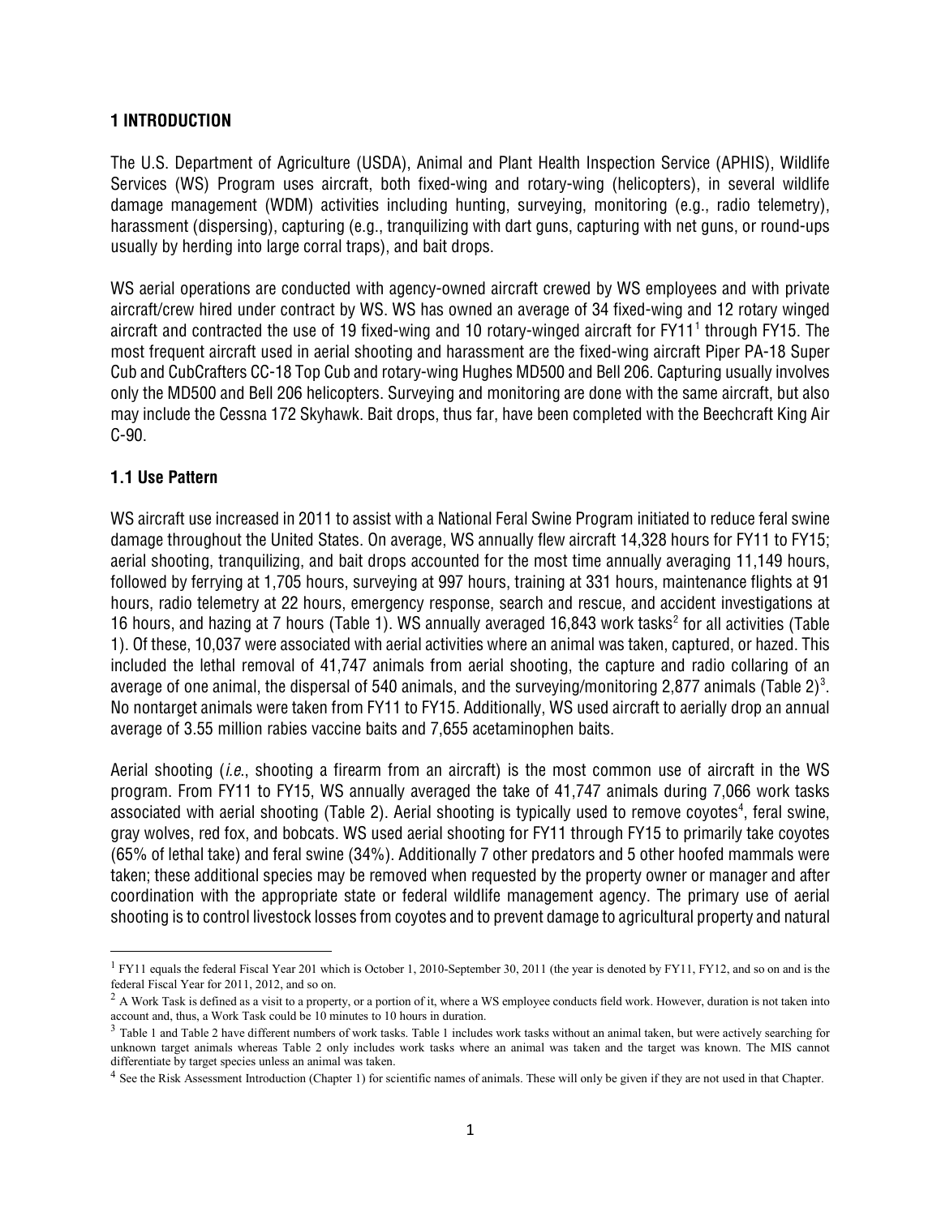# 1 INTRODUCTION

The U.S. Department of Agriculture (USDA), Animal and Plant Health Inspection Service (APHIS), Wildlife Services (WS) Program uses aircraft, both fixed-wing and rotary-wing (helicopters), in several wildlife damage management (WDM) activities including hunting, surveying, monitoring (e.g., radio telemetry), harassment (dispersing), capturing (e.g., tranquilizing with dart guns, capturing with net guns, or round-ups usually by herding into large corral traps), and bait drops.

WS aerial operations are conducted with agency-owned aircraft crewed by WS employees and with private aircraft/crew hired under contract by WS. WS has owned an average of 34 fixed-wing and 12 rotary winged aircraft and contracted the use of 19 fixed-wing and 10 rotary-winged aircraft for FY11[1] through FY15. The most frequent aircraft used in aerial shooting and harassment are the fixed-wing aircraft Piper PA-18 Super Cub and CubCrafters CC-18 Top Cub and rotary-wing Hughes MD500 and Bell 206. Capturing usually involves only the MD500 and Bell 206 helicopters. Surveying and monitoring are done with the same aircraft, but also may include the Cessna 172 Skyhawk. Bait drops, thus far, have been completed with the Beechcraft King Air C-90.

## 1.1 Use Pattern

WS aircraft use increased in 2011 to assist with a National Feral Swine Program initiated to reduce feral swine damage throughout the United States. On average, WS annually flew aircraft 14,328 hours for FY11 to FY15; aerial shooting, tranquilizing, and bait drops accounted for the most time annually averaging 11,149 hours, followed by ferrying at 1,705 hours, surveying at 997 hours, training at 331 hours, maintenance flights at 91 hours, radio telemetry at 22 hours, emergency response, search and rescue, and accident investigations at 16 hours, and hazing at 7 hours (Table 1). WS annually averaged 16,843 work tasks[2] for all activities (Table 1). Of these, 10,037 were associated with aerial activities where an animal was taken, captured, or hazed. This included the lethal removal of 41,747 animals from aerial shooting, the capture and radio collaring of an average of one animal, the dispersal of 540 animals, and the surveying/monitoring 2,877 animals (Table 2)[3]. No nontarget animals were taken from FY11 to FY15. Additionally, WS used aircraft to aerially drop an annual average of 3.55 million rabies vaccine baits and 7,655 acetaminophen baits.

Aerial shooting (*i.e.*, shooting a firearm from an aircraft) is the most common use of aircraft in the WS program. From FY11 to FY15, WS annually averaged the take of 41,747 animals during 7,066 work tasks associated with aerial shooting (Table 2). Aerial shooting is typically used to remove coyotes[4], feral swine, gray wolves, red fox, and bobcats. WS used aerial shooting for FY11 through FY15 to primarily take coyotes (65% of lethal take) and feral swine (34%). Additionally 7 other predators and 5 other hoofed mammals were taken; these additional species may be removed when requested by the property owner or manager and after coordination with the appropriate state or federal wildlife management agency. The primary use of aerial shooting is to control livestock losses from coyotes and to prevent damage to agricultural property and natural

---

[1] FY11 equals the federal Fiscal Year 201 which is October 1, 2010-September 30, 2011 (the year is denoted by FY11, FY12, and so on and is the federal Fiscal Year for 2011, 2012, and so on.

[2] A Work Task is defined as a visit to a property, or a portion of it, where a WS employee conducts field work. However, duration is not taken into account and, thus, a Work Task could be 10 minutes to 10 hours in duration.

[3] Table 1 and Table 2 have different numbers of work tasks. Table 1 includes work tasks without an animal taken, but were actively searching for unknown target animals whereas Table 2 only includes work tasks where an animal was taken and the target was known. The MIS cannot differentiate by target species unless an animal was taken.

[4] See the Risk Assessment Introduction (Chapter 1) for scientific names of animals. These will only be given if they are not used in that Chapter.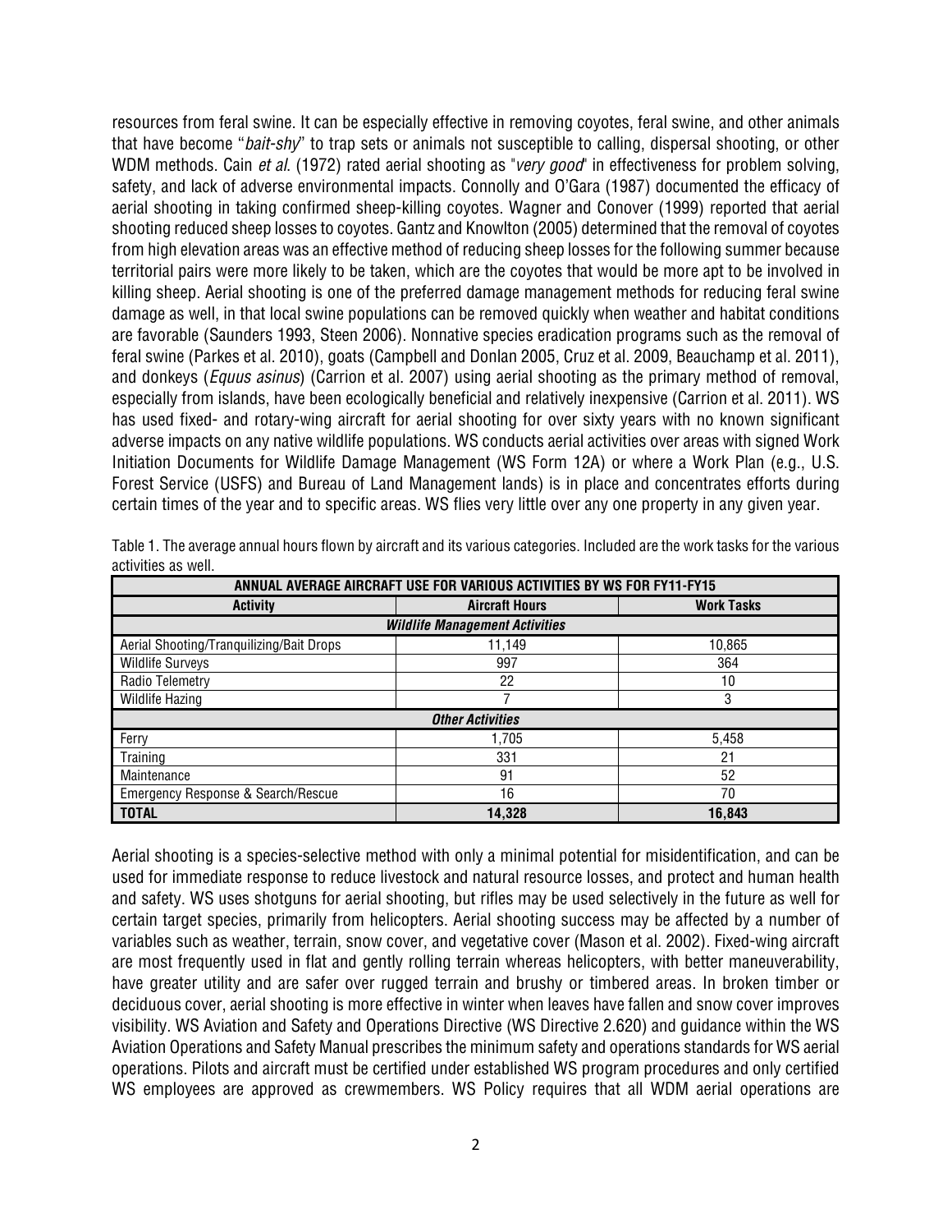resources from feral swine. It can be especially effective in removing coyotes, feral swine, and other animals that have become "*bait-shy*" to trap sets or animals not susceptible to calling, dispersal shooting, or other WDM methods. Cain *et al.* (1972) rated aerial shooting as "*very good*" in effectiveness for problem solving, safety, and lack of adverse environmental impacts. Connolly and O'Gara (1987) documented the efficacy of aerial shooting in taking confirmed sheep-killing coyotes. Wagner and Conover (1999) reported that aerial shooting reduced sheep losses to coyotes. Gantz and Knowlton (2005) determined that the removal of coyotes from high elevation areas was an effective method of reducing sheep losses for the following summer because territorial pairs were more likely to be taken, which are the coyotes that would be more apt to be involved in killing sheep. Aerial shooting is one of the preferred damage management methods for reducing feral swine damage as well, in that local swine populations can be removed quickly when weather and habitat conditions are favorable (Saunders 1993, Steen 2006). Nonnative species eradication programs such as the removal of feral swine (Parkes et al. 2010), goats (Campbell and Donlan 2005, Cruz et al. 2009, Beauchamp et al. 2011), and donkeys (*Equus asinus*) (Carrion et al. 2007) using aerial shooting as the primary method of removal, especially from islands, have been ecologically beneficial and relatively inexpensive (Carrion et al. 2011). WS has used fixed- and rotary-wing aircraft for aerial shooting for over sixty years with no known significant adverse impacts on any native wildlife populations. WS conducts aerial activities over areas with signed Work Initiation Documents for Wildlife Damage Management (WS Form 12A) or where a Work Plan (e.g., U.S. Forest Service (USFS) and Bureau of Land Management lands) is in place and concentrates efforts during certain times of the year and to specific areas. WS flies very little over any one property in any given year.

Table 1. The average annual hours flown by aircraft and its various categories. Included are the work tasks for the various activities as well.

| ANNUAL AVERAGE AIRCRAFT USE FOR VARIOUS ACTIVITIES BY WS FOR FY11-FY15 | | |
|---|---|---|
| **Activity** | **Aircraft Hours** | **Work Tasks** |
| ***Wildlife Management Activities*** | | |
| Aerial Shooting/Tranquilizing/Bait Drops | 11,149 | 10,865 |
| Wildlife Surveys | 997 | 364 |
| Radio Telemetry | 22 | 10 |
| Wildlife Hazing | 7 | 3 |
| ***Other Activities*** | | |
| Ferry | 1,705 | 5,458 |
| Training | 331 | 21 |
| Maintenance | 91 | 52 |
| Emergency Response & Search/Rescue | 16 | 70 |
| **TOTAL** | **14,328** | **16,843** |

Aerial shooting is a species-selective method with only a minimal potential for misidentification, and can be used for immediate response to reduce livestock and natural resource losses, and protect and human health and safety. WS uses shotguns for aerial shooting, but rifles may be used selectively in the future as well for certain target species, primarily from helicopters. Aerial shooting success may be affected by a number of variables such as weather, terrain, snow cover, and vegetative cover (Mason et al. 2002). Fixed-wing aircraft are most frequently used in flat and gently rolling terrain whereas helicopters, with better maneuverability, have greater utility and are safer over rugged terrain and brushy or timbered areas. In broken timber or deciduous cover, aerial shooting is more effective in winter when leaves have fallen and snow cover improves visibility. WS Aviation and Safety and Operations Directive (WS Directive 2.620) and guidance within the WS Aviation Operations and Safety Manual prescribes the minimum safety and operations standards for WS aerial operations. Pilots and aircraft must be certified under established WS program procedures and only certified WS employees are approved as crewmembers. WS Policy requires that all WDM aerial operations are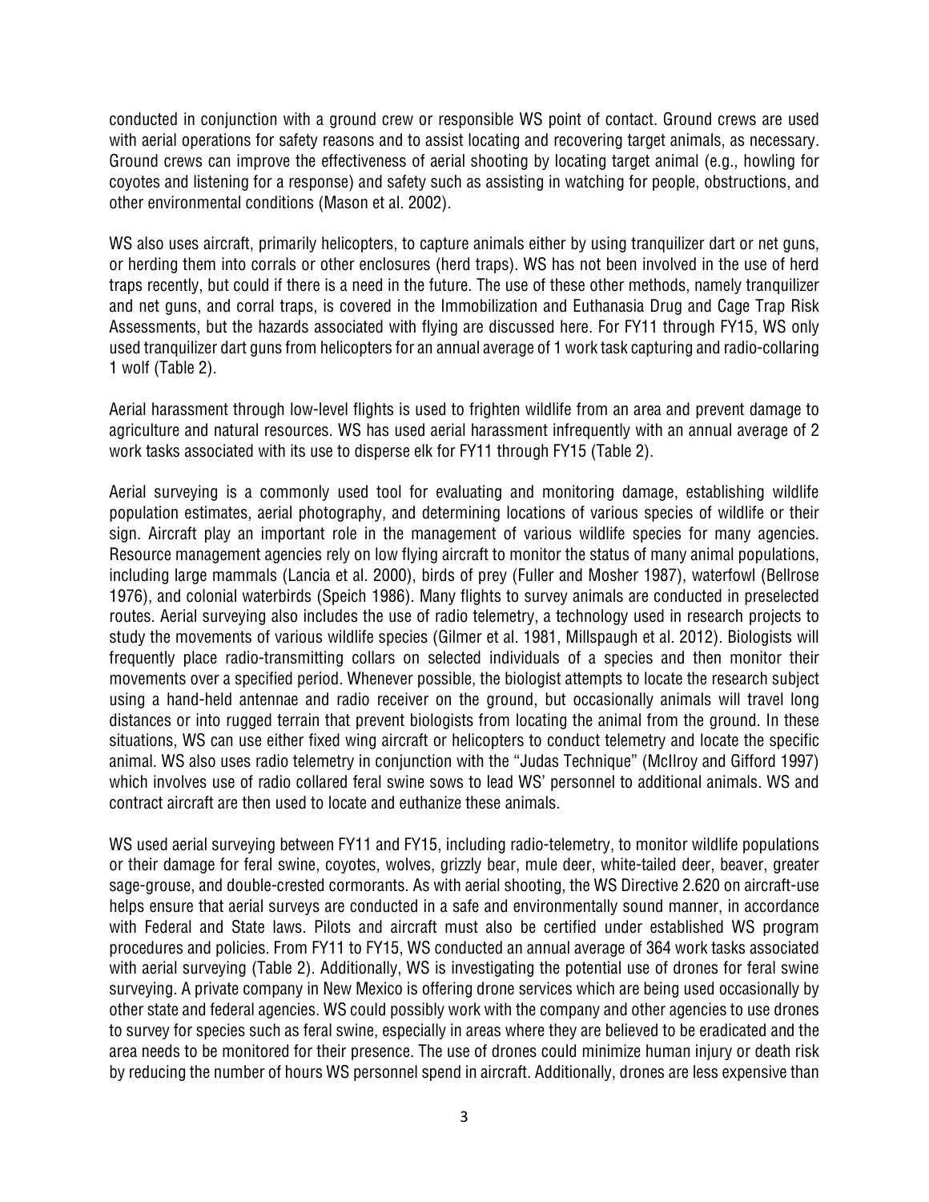conducted in conjunction with a ground crew or responsible WS point of contact. Ground crews are used with aerial operations for safety reasons and to assist locating and recovering target animals, as necessary. Ground crews can improve the effectiveness of aerial shooting by locating target animal (e.g., howling for coyotes and listening for a response) and safety such as assisting in watching for people, obstructions, and other environmental conditions (Mason et al. 2002).

WS also uses aircraft, primarily helicopters, to capture animals either by using tranquilizer dart or net guns, or herding them into corrals or other enclosures (herd traps). WS has not been involved in the use of herd traps recently, but could if there is a need in the future. The use of these other methods, namely tranquilizer and net guns, and corral traps, is covered in the Immobilization and Euthanasia Drug and Cage Trap Risk Assessments, but the hazards associated with flying are discussed here. For FY11 through FY15, WS only used tranquilizer dart guns from helicopters for an annual average of 1 work task capturing and radio-collaring 1 wolf (Table 2).

Aerial harassment through low-level flights is used to frighten wildlife from an area and prevent damage to agriculture and natural resources. WS has used aerial harassment infrequently with an annual average of 2 work tasks associated with its use to disperse elk for FY11 through FY15 (Table 2).

Aerial surveying is a commonly used tool for evaluating and monitoring damage, establishing wildlife population estimates, aerial photography, and determining locations of various species of wildlife or their sign. Aircraft play an important role in the management of various wildlife species for many agencies. Resource management agencies rely on low flying aircraft to monitor the status of many animal populations, including large mammals (Lancia et al. 2000), birds of prey (Fuller and Mosher 1987), waterfowl (Bellrose 1976), and colonial waterbirds (Speich 1986). Many flights to survey animals are conducted in preselected routes. Aerial surveying also includes the use of radio telemetry, a technology used in research projects to study the movements of various wildlife species (Gilmer et al. 1981, Millspaugh et al. 2012). Biologists will frequently place radio-transmitting collars on selected individuals of a species and then monitor their movements over a specified period. Whenever possible, the biologist attempts to locate the research subject using a hand-held antennae and radio receiver on the ground, but occasionally animals will travel long distances or into rugged terrain that prevent biologists from locating the animal from the ground. In these situations, WS can use either fixed wing aircraft or helicopters to conduct telemetry and locate the specific animal. WS also uses radio telemetry in conjunction with the "Judas Technique" (McIlroy and Gifford 1997) which involves use of radio collared feral swine sows to lead WS' personnel to additional animals. WS and contract aircraft are then used to locate and euthanize these animals.

WS used aerial surveying between FY11 and FY15, including radio-telemetry, to monitor wildlife populations or their damage for feral swine, coyotes, wolves, grizzly bear, mule deer, white-tailed deer, beaver, greater sage-grouse, and double-crested cormorants. As with aerial shooting, the WS Directive 2.620 on aircraft-use helps ensure that aerial surveys are conducted in a safe and environmentally sound manner, in accordance with Federal and State laws. Pilots and aircraft must also be certified under established WS program procedures and policies. From FY11 to FY15, WS conducted an annual average of 364 work tasks associated with aerial surveying (Table 2). Additionally, WS is investigating the potential use of drones for feral swine surveying. A private company in New Mexico is offering drone services which are being used occasionally by other state and federal agencies. WS could possibly work with the company and other agencies to use drones to survey for species such as feral swine, especially in areas where they are believed to be eradicated and the area needs to be monitored for their presence. The use of drones could minimize human injury or death risk by reducing the number of hours WS personnel spend in aircraft. Additionally, drones are less expensive than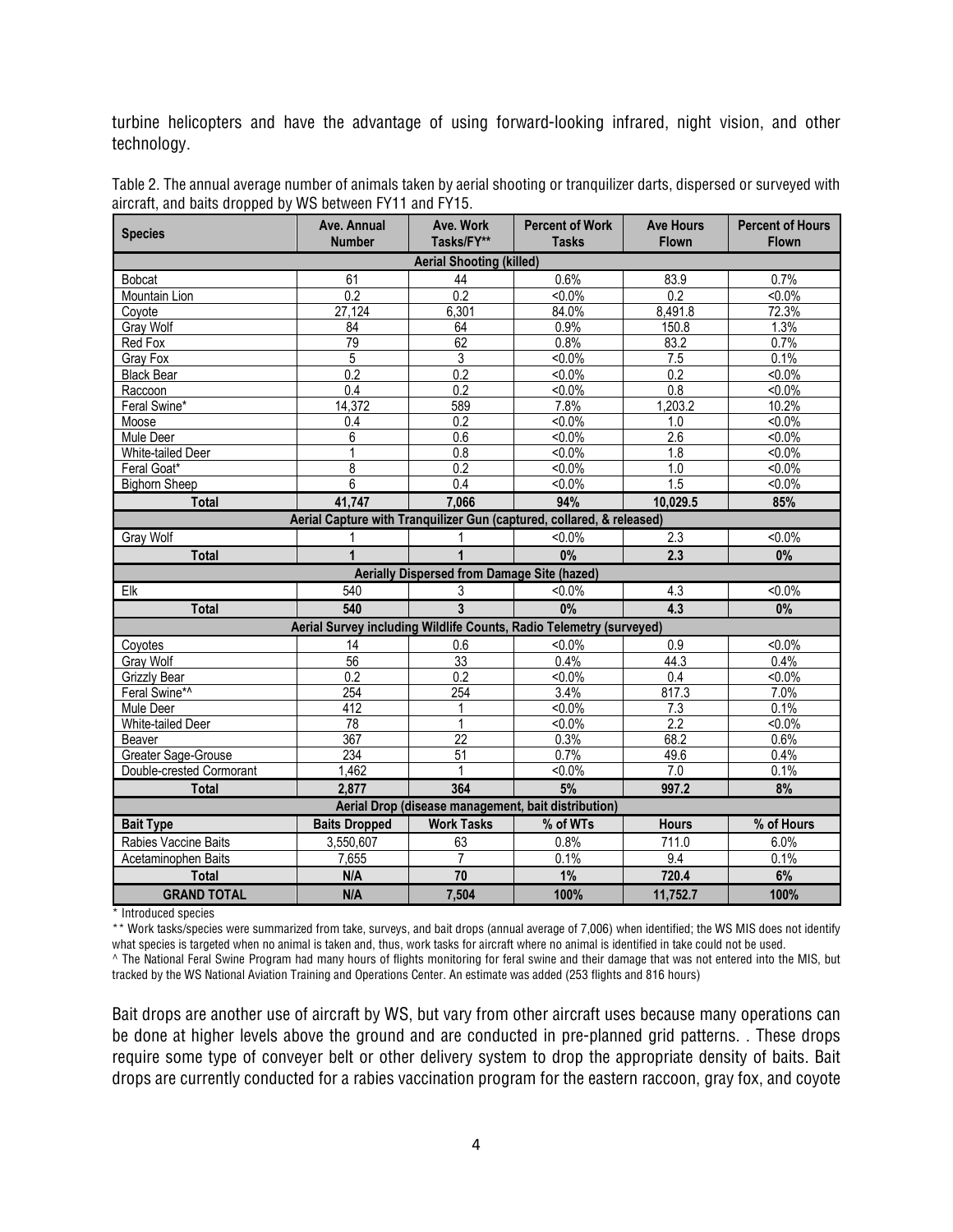turbine helicopters and have the advantage of using forward-looking infrared, night vision, and other technology.

Table 2. The annual average number of animals taken by aerial shooting or tranquilizer darts, dispersed or surveyed with aircraft, and baits dropped by WS between FY11 and FY15.

| Species | Ave. Annual Number | Ave. Work Tasks/FY** | Percent of Work Tasks | Ave Hours Flown | Percent of Hours Flown |
|---|---|---|---|---|---|
| **Aerial Shooting (killed)** | | | | | |
| Bobcat | 61 | 44 | 0.6% | 83.9 | 0.7% |
| Mountain Lion | 0.2 | 0.2 | <0.0% | 0.2 | <0.0% |
| Coyote | 27,124 | 6,301 | 84.0% | 8,491.8 | 72.3% |
| Gray Wolf | 84 | 64 | 0.9% | 150.8 | 1.3% |
| Red Fox | 79 | 62 | 0.8% | 83.2 | 0.7% |
| Gray Fox | 5 | 3 | <0.0% | 7.5 | 0.1% |
| Black Bear | 0.2 | 0.2 | <0.0% | 0.2 | <0.0% |
| Raccoon | 0.4 | 0.2 | <0.0% | 0.8 | <0.0% |
| Feral Swine* | 14,372 | 589 | 7.8% | 1,203.2 | 10.2% |
| Moose | 0.4 | 0.2 | <0.0% | 1.0 | <0.0% |
| Mule Deer | 6 | 0.6 | <0.0% | 2.6 | <0.0% |
| White-tailed Deer | 1 | 0.8 | <0.0% | 1.8 | <0.0% |
| Feral Goat* | 8 | 0.2 | <0.0% | 1.0 | <0.0% |
| Bighorn Sheep | 6 | 0.4 | <0.0% | 1.5 | <0.0% |
| **Total** | **41,747** | **7,066** | **94%** | **10,029.5** | **85%** |
| **Aerial Capture with Tranquilizer Gun (captured, collared, & released)** | | | | | |
| Gray Wolf | 1 | 1 | <0.0% | 2.3 | <0.0% |
| **Total** | **1** | **1** | **0%** | **2.3** | **0%** |
| **Aerially Dispersed from Damage Site (hazed)** | | | | | |
| Elk | 540 | 3 | <0.0% | 4.3 | <0.0% |
| **Total** | **540** | **3** | **0%** | **4.3** | **0%** |
| **Aerial Survey including Wildlife Counts, Radio Telemetry (surveyed)** | | | | | |
| Coyotes | 14 | 0.6 | <0.0% | 0.9 | <0.0% |
| Gray Wolf | 56 | 33 | 0.4% | 44.3 | 0.4% |
| Grizzly Bear | 0.2 | 0.2 | <0.0% | 0.4 | <0.0% |
| Feral Swine*^ | 254 | 254 | 3.4% | 817.3 | 7.0% |
| Mule Deer | 412 | 1 | <0.0% | 7.3 | 0.1% |
| White-tailed Deer | 78 | 1 | <0.0% | 2.2 | <0.0% |
| Beaver | 367 | 22 | 0.3% | 68.2 | 0.6% |
| Greater Sage-Grouse | 234 | 51 | 0.7% | 49.6 | 0.4% |
| Double-crested Cormorant | 1,462 | 1 | <0.0% | 7.0 | 0.1% |
| **Total** | **2,877** | **364** | **5%** | **997.2** | **8%** |
| **Aerial Drop (disease management, bait distribution)** | | | | | |
| **Bait Type** | **Baits Dropped** | **Work Tasks** | **% of WTs** | **Hours** | **% of Hours** |
| Rabies Vaccine Baits | 3,550,607 | 63 | 0.8% | 711.0 | 6.0% |
| Acetaminophen Baits | 7,655 | 7 | 0.1% | 9.4 | 0.1% |
| **Total** | **N/A** | **70** | **1%** | **720.4** | **6%** |
| **GRAND TOTAL** | **N/A** | **7,504** | **100%** | **11,752.7** | **100%** |

\* Introduced species

\*\* Work tasks/species were summarized from take, surveys, and bait drops (annual average of 7,006) when identified; the WS MIS does not identify what species is targeted when no animal is taken and, thus, work tasks for aircraft where no animal is identified in take could not be used.

^ The National Feral Swine Program had many hours of flights monitoring for feral swine and their damage that was not entered into the MIS, but tracked by the WS National Aviation Training and Operations Center. An estimate was added (253 flights and 816 hours)

Bait drops are another use of aircraft by WS, but vary from other aircraft uses because many operations can be done at higher levels above the ground and are conducted in pre-planned grid patterns. . These drops require some type of conveyer belt or other delivery system to drop the appropriate density of baits. Bait drops are currently conducted for a rabies vaccination program for the eastern raccoon, gray fox, and coyote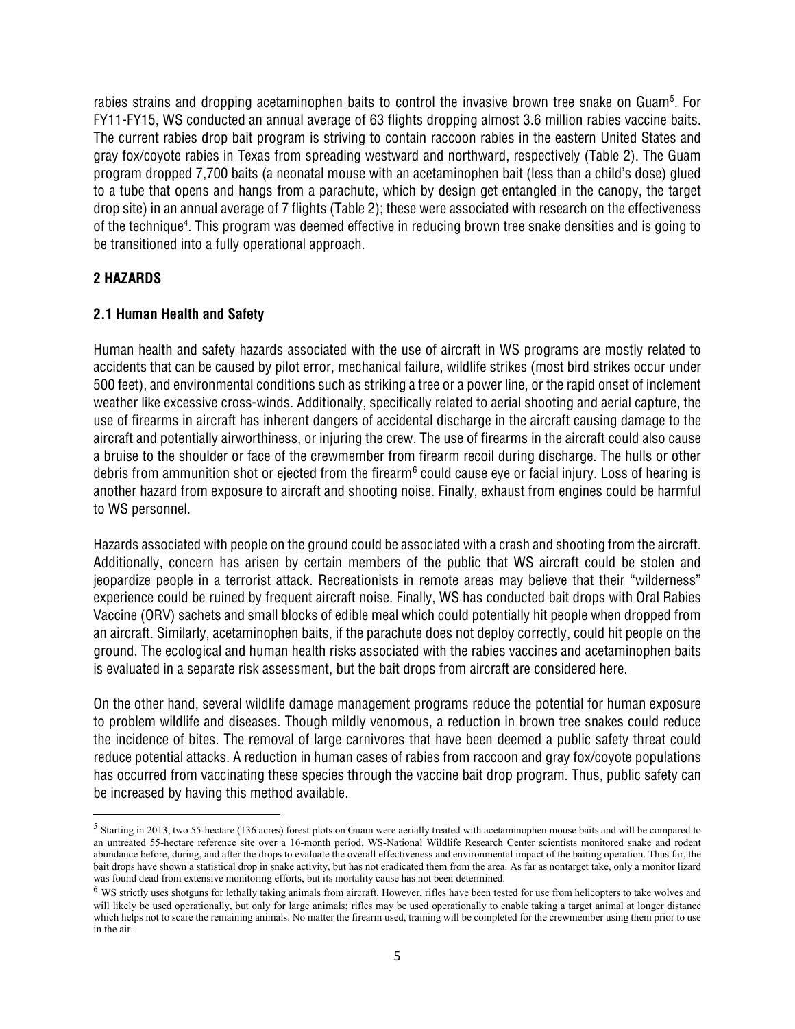rabies strains and dropping acetaminophen baits to control the invasive brown tree snake on Guam[5]. For FY11-FY15, WS conducted an annual average of 63 flights dropping almost 3.6 million rabies vaccine baits. The current rabies drop bait program is striving to contain raccoon rabies in the eastern United States and gray fox/coyote rabies in Texas from spreading westward and northward, respectively (Table 2). The Guam program dropped 7,700 baits (a neonatal mouse with an acetaminophen bait (less than a child's dose) glued to a tube that opens and hangs from a parachute, which by design get entangled in the canopy, the target drop site) in an annual average of 7 flights (Table 2); these were associated with research on the effectiveness of the technique[4]. This program was deemed effective in reducing brown tree snake densities and is going to be transitioned into a fully operational approach.

## 2 HAZARDS

### 2.1 Human Health and Safety

Human health and safety hazards associated with the use of aircraft in WS programs are mostly related to accidents that can be caused by pilot error, mechanical failure, wildlife strikes (most bird strikes occur under 500 feet), and environmental conditions such as striking a tree or a power line, or the rapid onset of inclement weather like excessive cross-winds. Additionally, specifically related to aerial shooting and aerial capture, the use of firearms in aircraft has inherent dangers of accidental discharge in the aircraft causing damage to the aircraft and potentially airworthiness, or injuring the crew. The use of firearms in the aircraft could also cause a bruise to the shoulder or face of the crewmember from firearm recoil during discharge. The hulls or other debris from ammunition shot or ejected from the firearm[6] could cause eye or facial injury. Loss of hearing is another hazard from exposure to aircraft and shooting noise. Finally, exhaust from engines could be harmful to WS personnel.

Hazards associated with people on the ground could be associated with a crash and shooting from the aircraft. Additionally, concern has arisen by certain members of the public that WS aircraft could be stolen and jeopardize people in a terrorist attack. Recreationists in remote areas may believe that their "wilderness" experience could be ruined by frequent aircraft noise. Finally, WS has conducted bait drops with Oral Rabies Vaccine (ORV) sachets and small blocks of edible meal which could potentially hit people when dropped from an aircraft. Similarly, acetaminophen baits, if the parachute does not deploy correctly, could hit people on the ground. The ecological and human health risks associated with the rabies vaccines and acetaminophen baits is evaluated in a separate risk assessment, but the bait drops from aircraft are considered here.

On the other hand, several wildlife damage management programs reduce the potential for human exposure to problem wildlife and diseases. Though mildly venomous, a reduction in brown tree snakes could reduce the incidence of bites. The removal of large carnivores that have been deemed a public safety threat could reduce potential attacks. A reduction in human cases of rabies from raccoon and gray fox/coyote populations has occurred from vaccinating these species through the vaccine bait drop program. Thus, public safety can be increased by having this method available.

---

[5] Starting in 2013, two 55-hectare (136 acres) forest plots on Guam were aerially treated with acetaminophen mouse baits and will be compared to an untreated 55-hectare reference site over a 16-month period. WS-National Wildlife Research Center scientists monitored snake and rodent abundance before, during, and after the drops to evaluate the overall effectiveness and environmental impact of the baiting operation. Thus far, the bait drops have shown a statistical drop in snake activity, but has not eradicated them from the area. As far as nontarget take, only a monitor lizard was found dead from extensive monitoring efforts, but its mortality cause has not been determined.

[6] WS strictly uses shotguns for lethally taking animals from aircraft. However, rifles have been tested for use from helicopters to take wolves and will likely be used operationally, but only for large animals; rifles may be used operationally to enable taking a target animal at longer distance which helps not to scare the remaining animals. No matter the firearm used, training will be completed for the crewmember using them prior to use in the air.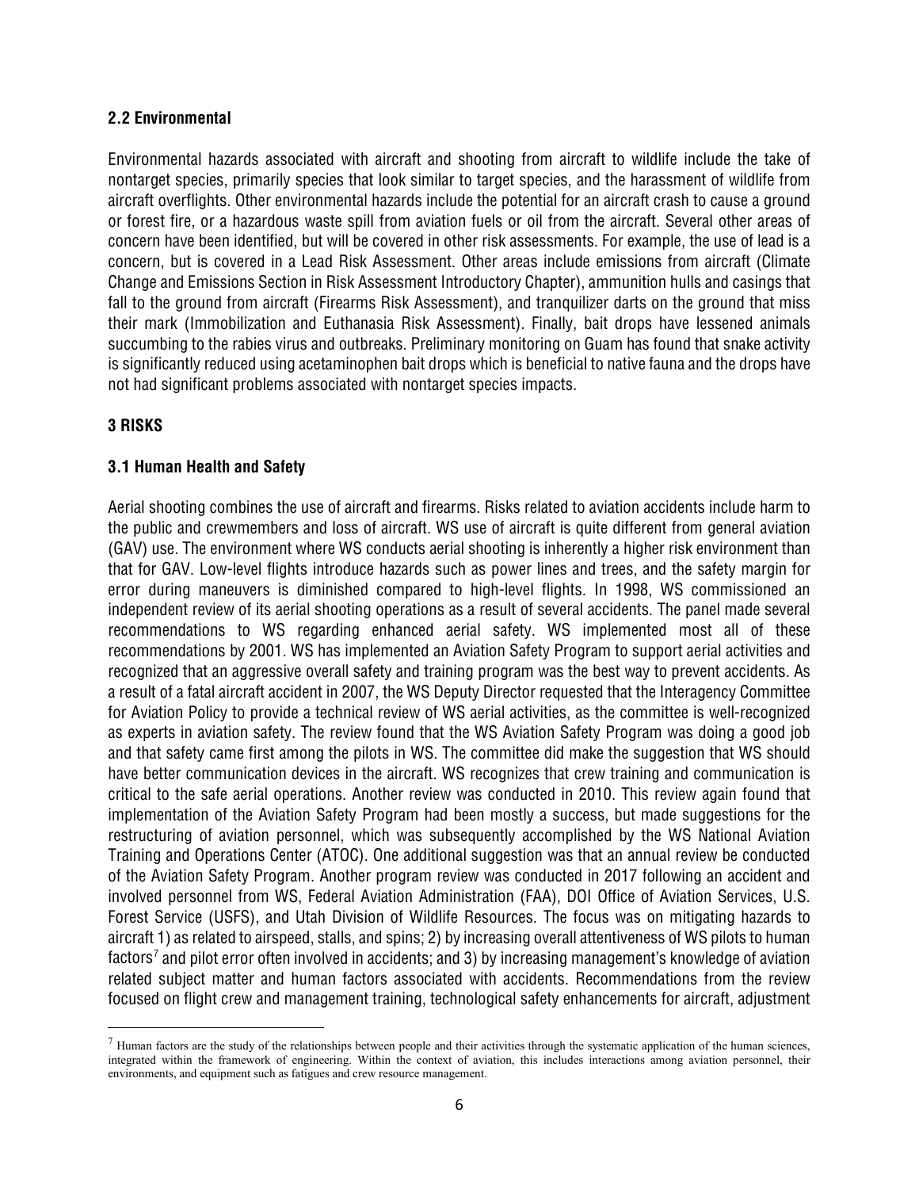### 2.2 Environmental

Environmental hazards associated with aircraft and shooting from aircraft to wildlife include the take of nontarget species, primarily species that look similar to target species, and the harassment of wildlife from aircraft overflights. Other environmental hazards include the potential for an aircraft crash to cause a ground or forest fire, or a hazardous waste spill from aviation fuels or oil from the aircraft. Several other areas of concern have been identified, but will be covered in other risk assessments. For example, the use of lead is a concern, but is covered in a Lead Risk Assessment. Other areas include emissions from aircraft (Climate Change and Emissions Section in Risk Assessment Introductory Chapter), ammunition hulls and casings that fall to the ground from aircraft (Firearms Risk Assessment), and tranquilizer darts on the ground that miss their mark (Immobilization and Euthanasia Risk Assessment). Finally, bait drops have lessened animals succumbing to the rabies virus and outbreaks. Preliminary monitoring on Guam has found that snake activity is significantly reduced using acetaminophen bait drops which is beneficial to native fauna and the drops have not had significant problems associated with nontarget species impacts.

## 3 RISKS

### 3.1 Human Health and Safety

Aerial shooting combines the use of aircraft and firearms. Risks related to aviation accidents include harm to the public and crewmembers and loss of aircraft. WS use of aircraft is quite different from general aviation (GAV) use. The environment where WS conducts aerial shooting is inherently a higher risk environment than that for GAV. Low-level flights introduce hazards such as power lines and trees, and the safety margin for error during maneuvers is diminished compared to high-level flights. In 1998, WS commissioned an independent review of its aerial shooting operations as a result of several accidents. The panel made several recommendations to WS regarding enhanced aerial safety. WS implemented most all of these recommendations by 2001. WS has implemented an Aviation Safety Program to support aerial activities and recognized that an aggressive overall safety and training program was the best way to prevent accidents. As a result of a fatal aircraft accident in 2007, the WS Deputy Director requested that the Interagency Committee for Aviation Policy to provide a technical review of WS aerial activities, as the committee is well-recognized as experts in aviation safety. The review found that the WS Aviation Safety Program was doing a good job and that safety came first among the pilots in WS. The committee did make the suggestion that WS should have better communication devices in the aircraft. WS recognizes that crew training and communication is critical to the safe aerial operations. Another review was conducted in 2010. This review again found that implementation of the Aviation Safety Program had been mostly a success, but made suggestions for the restructuring of aviation personnel, which was subsequently accomplished by the WS National Aviation Training and Operations Center (ATOC). One additional suggestion was that an annual review be conducted of the Aviation Safety Program. Another program review was conducted in 2017 following an accident and involved personnel from WS, Federal Aviation Administration (FAA), DOI Office of Aviation Services, U.S. Forest Service (USFS), and Utah Division of Wildlife Resources. The focus was on mitigating hazards to aircraft 1) as related to airspeed, stalls, and spins; 2) by increasing overall attentiveness of WS pilots to human factors[7] and pilot error often involved in accidents; and 3) by increasing management's knowledge of aviation related subject matter and human factors associated with accidents. Recommendations from the review focused on flight crew and management training, technological safety enhancements for aircraft, adjustment

[7] Human factors are the study of the relationships between people and their activities through the systematic application of the human sciences, integrated within the framework of engineering. Within the context of aviation, this includes interactions among aviation personnel, their environments, and equipment such as fatigues and crew resource management.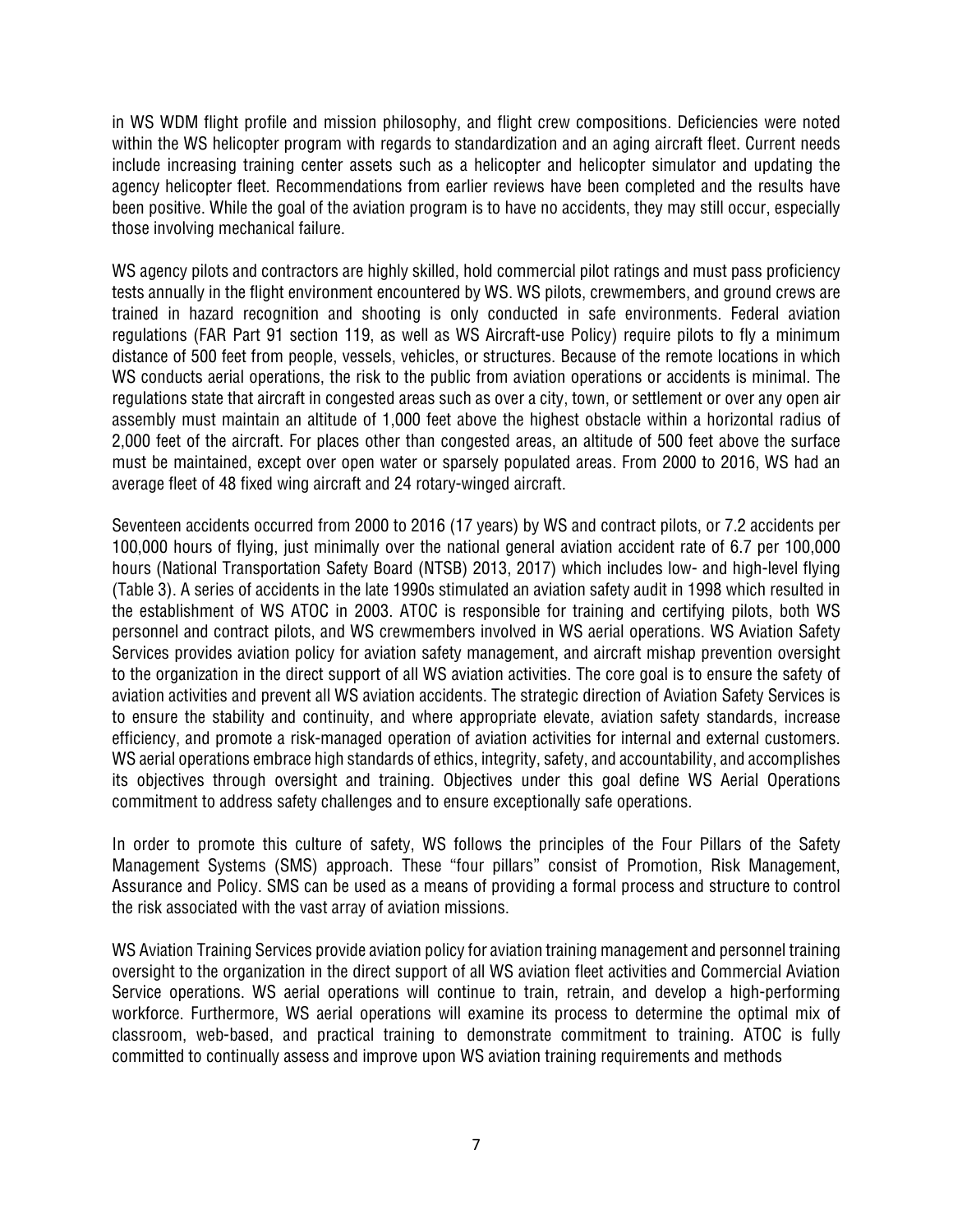in WS WDM flight profile and mission philosophy, and flight crew compositions. Deficiencies were noted within the WS helicopter program with regards to standardization and an aging aircraft fleet. Current needs include increasing training center assets such as a helicopter and helicopter simulator and updating the agency helicopter fleet. Recommendations from earlier reviews have been completed and the results have been positive. While the goal of the aviation program is to have no accidents, they may still occur, especially those involving mechanical failure.

WS agency pilots and contractors are highly skilled, hold commercial pilot ratings and must pass proficiency tests annually in the flight environment encountered by WS. WS pilots, crewmembers, and ground crews are trained in hazard recognition and shooting is only conducted in safe environments. Federal aviation regulations (FAR Part 91 section 119, as well as WS Aircraft-use Policy) require pilots to fly a minimum distance of 500 feet from people, vessels, vehicles, or structures. Because of the remote locations in which WS conducts aerial operations, the risk to the public from aviation operations or accidents is minimal. The regulations state that aircraft in congested areas such as over a city, town, or settlement or over any open air assembly must maintain an altitude of 1,000 feet above the highest obstacle within a horizontal radius of 2,000 feet of the aircraft. For places other than congested areas, an altitude of 500 feet above the surface must be maintained, except over open water or sparsely populated areas. From 2000 to 2016, WS had an average fleet of 48 fixed wing aircraft and 24 rotary-winged aircraft.

Seventeen accidents occurred from 2000 to 2016 (17 years) by WS and contract pilots, or 7.2 accidents per 100,000 hours of flying, just minimally over the national general aviation accident rate of 6.7 per 100,000 hours (National Transportation Safety Board (NTSB) 2013, 2017) which includes low- and high-level flying (Table 3). A series of accidents in the late 1990s stimulated an aviation safety audit in 1998 which resulted in the establishment of WS ATOC in 2003. ATOC is responsible for training and certifying pilots, both WS personnel and contract pilots, and WS crewmembers involved in WS aerial operations. WS Aviation Safety Services provides aviation policy for aviation safety management, and aircraft mishap prevention oversight to the organization in the direct support of all WS aviation activities. The core goal is to ensure the safety of aviation activities and prevent all WS aviation accidents. The strategic direction of Aviation Safety Services is to ensure the stability and continuity, and where appropriate elevate, aviation safety standards, increase efficiency, and promote a risk-managed operation of aviation activities for internal and external customers. WS aerial operations embrace high standards of ethics, integrity, safety, and accountability, and accomplishes its objectives through oversight and training. Objectives under this goal define WS Aerial Operations commitment to address safety challenges and to ensure exceptionally safe operations.

In order to promote this culture of safety, WS follows the principles of the Four Pillars of the Safety Management Systems (SMS) approach. These "four pillars" consist of Promotion, Risk Management, Assurance and Policy. SMS can be used as a means of providing a formal process and structure to control the risk associated with the vast array of aviation missions.

WS Aviation Training Services provide aviation policy for aviation training management and personnel training oversight to the organization in the direct support of all WS aviation fleet activities and Commercial Aviation Service operations. WS aerial operations will continue to train, retrain, and develop a high-performing workforce. Furthermore, WS aerial operations will examine its process to determine the optimal mix of classroom, web-based, and practical training to demonstrate commitment to training. ATOC is fully committed to continually assess and improve upon WS aviation training requirements and methods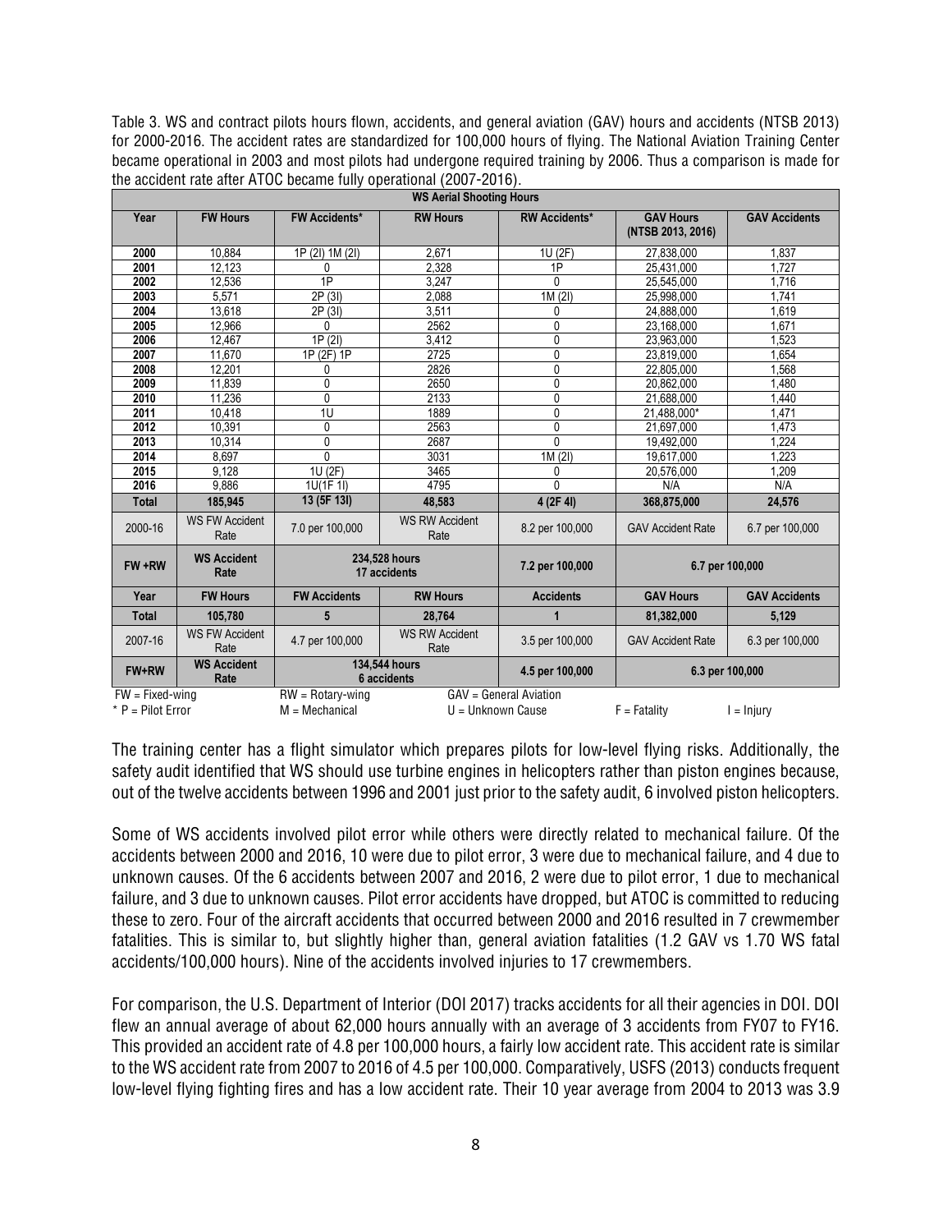Table 3. WS and contract pilots hours flown, accidents, and general aviation (GAV) hours and accidents (NTSB 2013) for 2000-2016. The accident rates are standardized for 100,000 hours of flying. The National Aviation Training Center became operational in 2003 and most pilots had undergone required training by 2006. Thus a comparison is made for the accident rate after ATOC became fully operational (2007-2016).

| WS Aerial Shooting Hours | | | | | | |
|---|---|---|---|---|---|---|
| **Year** | **FW Hours** | **FW Accidents*** | **RW Hours** | **RW Accidents*** | **GAV Hours (NTSB 2013, 2016)** | **GAV Accidents** |
| **2000** | 10,884 | 1P (2I) 1M (2I) | 2,671 | 1U (2F) | 27,838,000 | 1,837 |
| **2001** | 12,123 | 0 | 2,328 | 1P | 25,431,000 | 1,727 |
| **2002** | 12,536 | 1P | 3,247 | 0 | 25,545,000 | 1,716 |
| **2003** | 5,571 | 2P (3I) | 2,088 | 1M (2I) | 25,998,000 | 1,741 |
| **2004** | 13,618 | 2P (3I) | 3,511 | 0 | 24,888,000 | 1,619 |
| **2005** | 12,966 | 0 | 2562 | 0 | 23,168,000 | 1,671 |
| **2006** | 12,467 | 1P (2I) | 3,412 | 0 | 23,963,000 | 1,523 |
| **2007** | 11,670 | 1P (2F) 1P | 2725 | 0 | 23,819,000 | 1,654 |
| **2008** | 12,201 | 0 | 2826 | 0 | 22,805,000 | 1,568 |
| **2009** | 11,839 | 0 | 2650 | 0 | 20,862,000 | 1,480 |
| **2010** | 11,236 | 0 | 2133 | 0 | 21,688,000 | 1,440 |
| **2011** | 10,418 | 1U | 1889 | 0 | 21,488,000* | 1,471 |
| **2012** | 10,391 | 0 | 2563 | 0 | 21,697,000 | 1,473 |
| **2013** | 10,314 | 0 | 2687 | 0 | 19,492,000 | 1,224 |
| **2014** | 8,697 | 0 | 3031 | 1M (2I) | 19,617,000 | 1,223 |
| **2015** | 9,128 | 1U (2F) | 3465 | 0 | 20,576,000 | 1,209 |
| **2016** | 9,886 | 1U(1F 1I) | 4795 | 0 | N/A | N/A |
| **Total** | **185,945** | **13 (5F 13I)** | **48,583** | **4 (2F 4I)** | **368,875,000** | **24,576** |
| 2000-16 | WS FW Accident Rate | 7.0 per 100,000 | WS RW Accident Rate | 8.2 per 100,000 | GAV Accident Rate | 6.7 per 100,000 |
| **FW +RW** | **WS Accident Rate** | **234,528 hours 17 accidents** | | **7.2 per 100,000** | **6.7 per 100,000** | |
| **Year** | **FW Hours** | **FW Accidents** | **RW Hours** | **Accidents** | **GAV Hours** | **GAV Accidents** |
| **Total** | **105,780** | **5** | **28,764** | **1** | **81,382,000** | **5,129** |
| 2007-16 | WS FW Accident Rate | 4.7 per 100,000 | WS RW Accident Rate | 3.5 per 100,000 | GAV Accident Rate | 6.3 per 100,000 |
| **FW+RW** | **WS Accident Rate** | **134,544 hours 6 accidents** | | **4.5 per 100,000** | **6.3 per 100,000** | |

FW = Fixed-wing    RW = Rotary-wing    GAV = General Aviation
* P = Pilot Error    M = Mechanical    U = Unknown Cause    F = Fatality    I = Injury

The training center has a flight simulator which prepares pilots for low-level flying risks. Additionally, the safety audit identified that WS should use turbine engines in helicopters rather than piston engines because, out of the twelve accidents between 1996 and 2001 just prior to the safety audit, 6 involved piston helicopters.

Some of WS accidents involved pilot error while others were directly related to mechanical failure. Of the accidents between 2000 and 2016, 10 were due to pilot error, 3 were due to mechanical failure, and 4 due to unknown causes. Of the 6 accidents between 2007 and 2016, 2 were due to pilot error, 1 due to mechanical failure, and 3 due to unknown causes. Pilot error accidents have dropped, but ATOC is committed to reducing these to zero. Four of the aircraft accidents that occurred between 2000 and 2016 resulted in 7 crewmember fatalities. This is similar to, but slightly higher than, general aviation fatalities (1.2 GAV vs 1.70 WS fatal accidents/100,000 hours). Nine of the accidents involved injuries to 17 crewmembers.

For comparison, the U.S. Department of Interior (DOI 2017) tracks accidents for all their agencies in DOI. DOI flew an annual average of about 62,000 hours annually with an average of 3 accidents from FY07 to FY16. This provided an accident rate of 4.8 per 100,000 hours, a fairly low accident rate. This accident rate is similar to the WS accident rate from 2007 to 2016 of 4.5 per 100,000. Comparatively, USFS (2013) conducts frequent low-level flying fighting fires and has a low accident rate. Their 10 year average from 2004 to 2013 was 3.9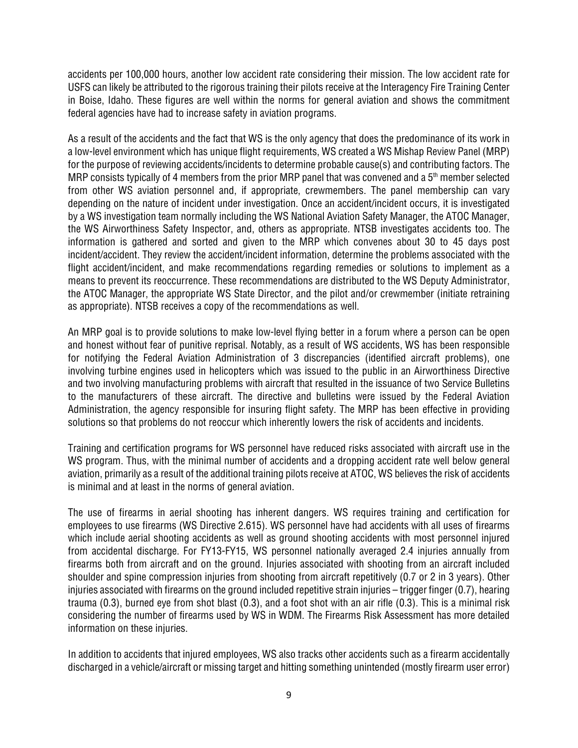accidents per 100,000 hours, another low accident rate considering their mission. The low accident rate for USFS can likely be attributed to the rigorous training their pilots receive at the Interagency Fire Training Center in Boise, Idaho. These figures are well within the norms for general aviation and shows the commitment federal agencies have had to increase safety in aviation programs.

As a result of the accidents and the fact that WS is the only agency that does the predominance of its work in a low-level environment which has unique flight requirements, WS created a WS Mishap Review Panel (MRP) for the purpose of reviewing accidents/incidents to determine probable cause(s) and contributing factors. The MRP consists typically of 4 members from the prior MRP panel that was convened and a 5th member selected from other WS aviation personnel and, if appropriate, crewmembers. The panel membership can vary depending on the nature of incident under investigation. Once an accident/incident occurs, it is investigated by a WS investigation team normally including the WS National Aviation Safety Manager, the ATOC Manager, the WS Airworthiness Safety Inspector, and, others as appropriate. NTSB investigates accidents too. The information is gathered and sorted and given to the MRP which convenes about 30 to 45 days post incident/accident. They review the accident/incident information, determine the problems associated with the flight accident/incident, and make recommendations regarding remedies or solutions to implement as a means to prevent its reoccurrence. These recommendations are distributed to the WS Deputy Administrator, the ATOC Manager, the appropriate WS State Director, and the pilot and/or crewmember (initiate retraining as appropriate). NTSB receives a copy of the recommendations as well.

An MRP goal is to provide solutions to make low-level flying better in a forum where a person can be open and honest without fear of punitive reprisal. Notably, as a result of WS accidents, WS has been responsible for notifying the Federal Aviation Administration of 3 discrepancies (identified aircraft problems), one involving turbine engines used in helicopters which was issued to the public in an Airworthiness Directive and two involving manufacturing problems with aircraft that resulted in the issuance of two Service Bulletins to the manufacturers of these aircraft. The directive and bulletins were issued by the Federal Aviation Administration, the agency responsible for insuring flight safety. The MRP has been effective in providing solutions so that problems do not reoccur which inherently lowers the risk of accidents and incidents.

Training and certification programs for WS personnel have reduced risks associated with aircraft use in the WS program. Thus, with the minimal number of accidents and a dropping accident rate well below general aviation, primarily as a result of the additional training pilots receive at ATOC, WS believes the risk of accidents is minimal and at least in the norms of general aviation.

The use of firearms in aerial shooting has inherent dangers. WS requires training and certification for employees to use firearms (WS Directive 2.615). WS personnel have had accidents with all uses of firearms which include aerial shooting accidents as well as ground shooting accidents with most personnel injured from accidental discharge. For FY13-FY15, WS personnel nationally averaged 2.4 injuries annually from firearms both from aircraft and on the ground. Injuries associated with shooting from an aircraft included shoulder and spine compression injuries from shooting from aircraft repetitively (0.7 or 2 in 3 years). Other injuries associated with firearms on the ground included repetitive strain injuries – trigger finger (0.7), hearing trauma (0.3), burned eye from shot blast (0.3), and a foot shot with an air rifle (0.3). This is a minimal risk considering the number of firearms used by WS in WDM. The Firearms Risk Assessment has more detailed information on these injuries.

In addition to accidents that injured employees, WS also tracks other accidents such as a firearm accidentally discharged in a vehicle/aircraft or missing target and hitting something unintended (mostly firearm user error)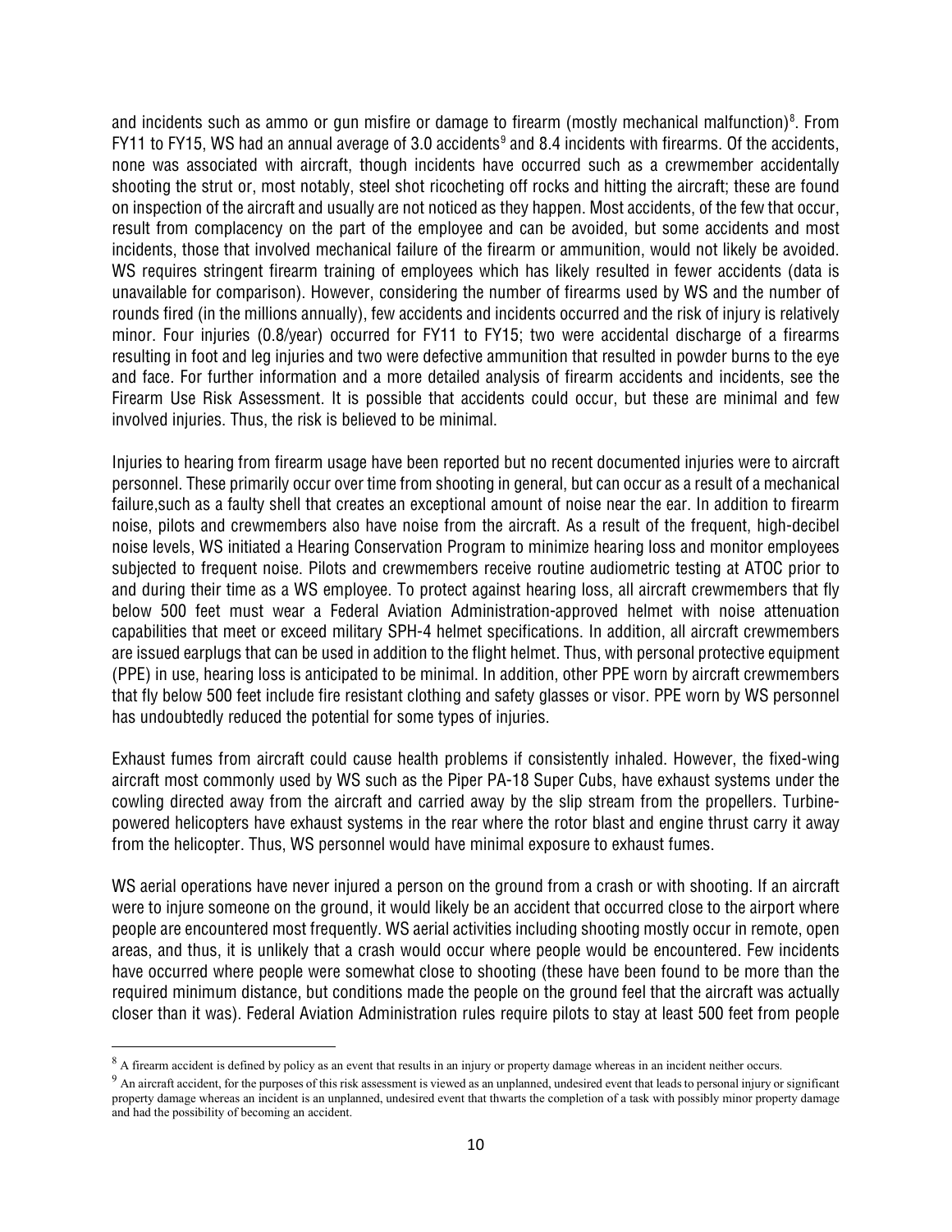and incidents such as ammo or gun misfire or damage to firearm (mostly mechanical malfunction)[8]. From FY11 to FY15, WS had an annual average of 3.0 accidents[9] and 8.4 incidents with firearms. Of the accidents, none was associated with aircraft, though incidents have occurred such as a crewmember accidentally shooting the strut or, most notably, steel shot ricocheting off rocks and hitting the aircraft; these are found on inspection of the aircraft and usually are not noticed as they happen. Most accidents, of the few that occur, result from complacency on the part of the employee and can be avoided, but some accidents and most incidents, those that involved mechanical failure of the firearm or ammunition, would not likely be avoided. WS requires stringent firearm training of employees which has likely resulted in fewer accidents (data is unavailable for comparison). However, considering the number of firearms used by WS and the number of rounds fired (in the millions annually), few accidents and incidents occurred and the risk of injury is relatively minor. Four injuries (0.8/year) occurred for FY11 to FY15; two were accidental discharge of a firearms resulting in foot and leg injuries and two were defective ammunition that resulted in powder burns to the eye and face. For further information and a more detailed analysis of firearm accidents and incidents, see the Firearm Use Risk Assessment. It is possible that accidents could occur, but these are minimal and few involved injuries. Thus, the risk is believed to be minimal.

Injuries to hearing from firearm usage have been reported but no recent documented injuries were to aircraft personnel. These primarily occur over time from shooting in general, but can occur as a result of a mechanical failure,such as a faulty shell that creates an exceptional amount of noise near the ear. In addition to firearm noise, pilots and crewmembers also have noise from the aircraft. As a result of the frequent, high-decibel noise levels, WS initiated a Hearing Conservation Program to minimize hearing loss and monitor employees subjected to frequent noise. Pilots and crewmembers receive routine audiometric testing at ATOC prior to and during their time as a WS employee. To protect against hearing loss, all aircraft crewmembers that fly below 500 feet must wear a Federal Aviation Administration-approved helmet with noise attenuation capabilities that meet or exceed military SPH-4 helmet specifications. In addition, all aircraft crewmembers are issued earplugs that can be used in addition to the flight helmet. Thus, with personal protective equipment (PPE) in use, hearing loss is anticipated to be minimal. In addition, other PPE worn by aircraft crewmembers that fly below 500 feet include fire resistant clothing and safety glasses or visor. PPE worn by WS personnel has undoubtedly reduced the potential for some types of injuries.

Exhaust fumes from aircraft could cause health problems if consistently inhaled. However, the fixed-wing aircraft most commonly used by WS such as the Piper PA-18 Super Cubs, have exhaust systems under the cowling directed away from the aircraft and carried away by the slip stream from the propellers. Turbine-powered helicopters have exhaust systems in the rear where the rotor blast and engine thrust carry it away from the helicopter. Thus, WS personnel would have minimal exposure to exhaust fumes.

WS aerial operations have never injured a person on the ground from a crash or with shooting. If an aircraft were to injure someone on the ground, it would likely be an accident that occurred close to the airport where people are encountered most frequently. WS aerial activities including shooting mostly occur in remote, open areas, and thus, it is unlikely that a crash would occur where people would be encountered. Few incidents have occurred where people were somewhat close to shooting (these have been found to be more than the required minimum distance, but conditions made the people on the ground feel that the aircraft was actually closer than it was). Federal Aviation Administration rules require pilots to stay at least 500 feet from people

---

[8] A firearm accident is defined by policy as an event that results in an injury or property damage whereas in an incident neither occurs.

[9] An aircraft accident, for the purposes of this risk assessment is viewed as an unplanned, undesired event that leads to personal injury or significant property damage whereas an incident is an unplanned, undesired event that thwarts the completion of a task with possibly minor property damage and had the possibility of becoming an accident.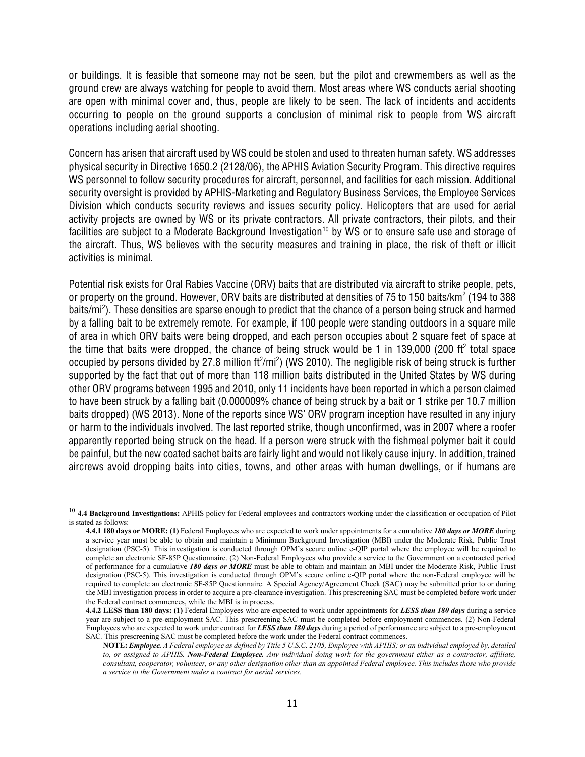or buildings. It is feasible that someone may not be seen, but the pilot and crewmembers as well as the ground crew are always watching for people to avoid them. Most areas where WS conducts aerial shooting are open with minimal cover and, thus, people are likely to be seen. The lack of incidents and accidents occurring to people on the ground supports a conclusion of minimal risk to people from WS aircraft operations including aerial shooting.

Concern has arisen that aircraft used by WS could be stolen and used to threaten human safety. WS addresses physical security in Directive 1650.2 (2128/06), the APHIS Aviation Security Program. This directive requires WS personnel to follow security procedures for aircraft, personnel, and facilities for each mission. Additional security oversight is provided by APHIS-Marketing and Regulatory Business Services, the Employee Services Division which conducts security reviews and issues security policy. Helicopters that are used for aerial activity projects are owned by WS or its private contractors. All private contractors, their pilots, and their facilities are subject to a Moderate Background Investigation[10] by WS or to ensure safe use and storage of the aircraft. Thus, WS believes with the security measures and training in place, the risk of theft or illicit activities is minimal.

Potential risk exists for Oral Rabies Vaccine (ORV) baits that are distributed via aircraft to strike people, pets, or property on the ground. However, ORV baits are distributed at densities of 75 to 150 baits/km$^2$ (194 to 388 baits/mi$^2$). These densities are sparse enough to predict that the chance of a person being struck and harmed by a falling bait to be extremely remote. For example, if 100 people were standing outdoors in a square mile of area in which ORV baits were being dropped, and each person occupies about 2 square feet of space at the time that baits were dropped, the chance of being struck would be 1 in 139,000 (200 ft$^2$ total space occupied by persons divided by 27.8 million ft$^2$/mi$^2$) (WS 2010). The negligible risk of being struck is further supported by the fact that out of more than 118 million baits distributed in the United States by WS during other ORV programs between 1995 and 2010, only 11 incidents have been reported in which a person claimed to have been struck by a falling bait (0.000009% chance of being struck by a bait or 1 strike per 10.7 million baits dropped) (WS 2013). None of the reports since WS' ORV program inception have resulted in any injury or harm to the individuals involved. The last reported strike, though unconfirmed, was in 2007 where a roofer apparently reported being struck on the head. If a person were struck with the fishmeal polymer bait it could be painful, but the new coated sachet baits are fairly light and would not likely cause injury. In addition, trained aircrews avoid dropping baits into cities, towns, and other areas with human dwellings, or if humans are

---

[10] **4.4 Background Investigations:** APHIS policy for Federal employees and contractors working under the classification or occupation of Pilot is stated as follows:

**4.4.1 180 days or MORE: (1)** Federal Employees who are expected to work under appointments for a cumulative ***180 days or MORE*** during a service year must be able to obtain and maintain a Minimum Background Investigation (MBI) under the Moderate Risk, Public Trust designation (PSC-5). This investigation is conducted through OPM's secure online e-QIP portal where the employee will be required to complete an electronic SF-85P Questionnaire. (2) Non-Federal Employees who provide a service to the Government on a contracted period of performance for a cumulative ***180 days or MORE*** must be able to obtain and maintain an MBI under the Moderate Risk, Public Trust designation (PSC-5). This investigation is conducted through OPM's secure online e-QIP portal where the non-Federal employee will be required to complete an electronic SF-85P Questionnaire. A Special Agency/Agreement Check (SAC) may be submitted prior to or during the MBI investigation process in order to acquire a pre-clearance investigation. This prescreening SAC must be completed before work under the Federal contract commences, while the MBI is in process.

**4.4.2 LESS than 180 days: (1)** Federal Employees who are expected to work under appointments for ***LESS than 180 days*** during a service year are subject to a pre-employment SAC. This prescreening SAC must be completed before employment commences. (2) Non-Federal Employees who are expected to work under contract for ***LESS than 180 days*** during a period of performance are subject to a pre-employment SAC. This prescreening SAC must be completed before the work under the Federal contract commences.

**NOTE:** ***Employee.*** *A Federal employee as defined by Title 5 U.S.C. 2105, Employee with APHIS; or an individual employed by, detailed to, or assigned to APHIS.* ***Non-Federal Employee.*** *Any individual doing work for the government either as a contractor, affiliate, consultant, cooperator, volunteer, or any other designation other than an appointed Federal employee. This includes those who provide a service to the Government under a contract for aerial services.*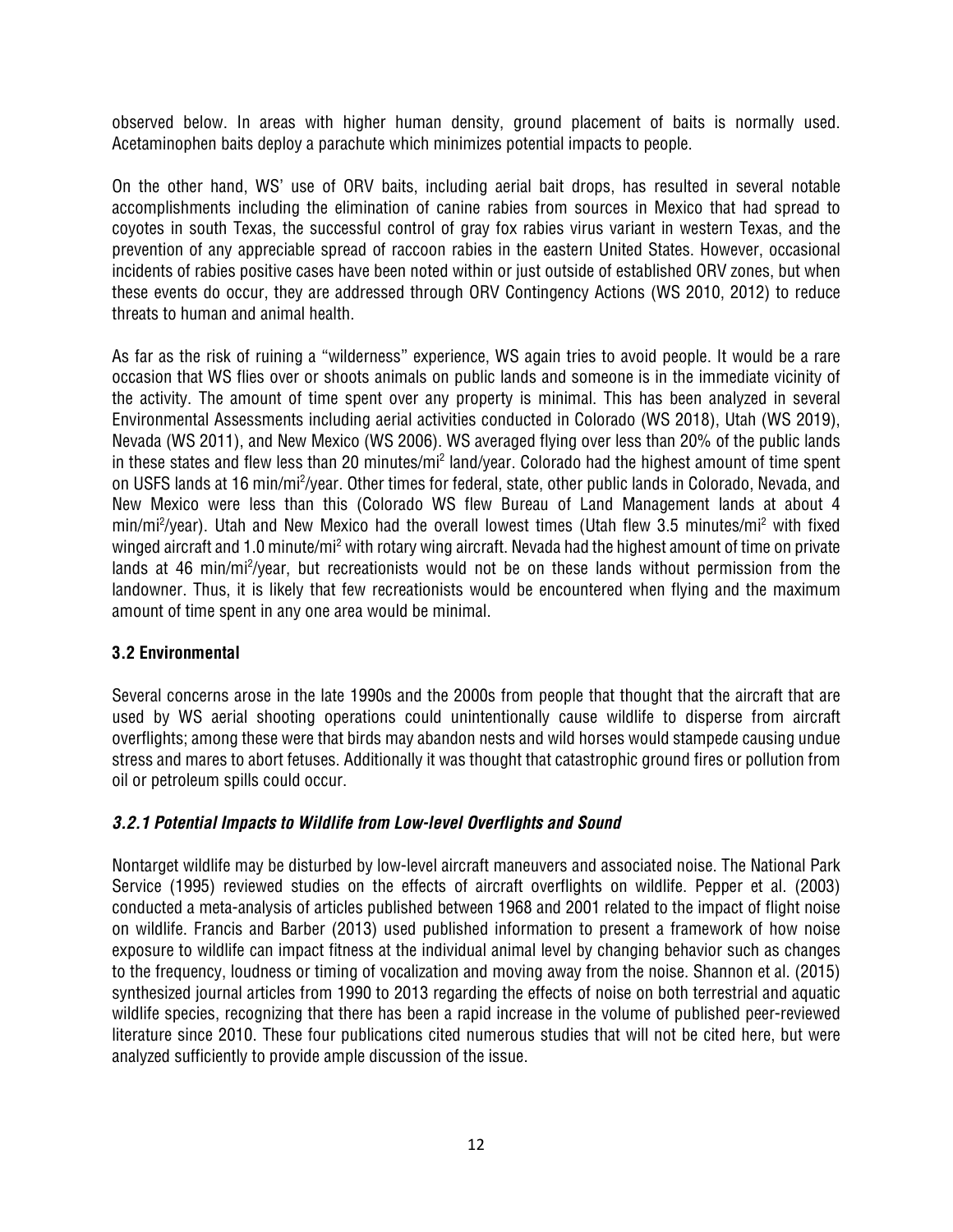observed below. In areas with higher human density, ground placement of baits is normally used. Acetaminophen baits deploy a parachute which minimizes potential impacts to people.

On the other hand, WS' use of ORV baits, including aerial bait drops, has resulted in several notable accomplishments including the elimination of canine rabies from sources in Mexico that had spread to coyotes in south Texas, the successful control of gray fox rabies virus variant in western Texas, and the prevention of any appreciable spread of raccoon rabies in the eastern United States. However, occasional incidents of rabies positive cases have been noted within or just outside of established ORV zones, but when these events do occur, they are addressed through ORV Contingency Actions (WS 2010, 2012) to reduce threats to human and animal health.

As far as the risk of ruining a "wilderness" experience, WS again tries to avoid people. It would be a rare occasion that WS flies over or shoots animals on public lands and someone is in the immediate vicinity of the activity. The amount of time spent over any property is minimal. This has been analyzed in several Environmental Assessments including aerial activities conducted in Colorado (WS 2018), Utah (WS 2019), Nevada (WS 2011), and New Mexico (WS 2006). WS averaged flying over less than 20% of the public lands in these states and flew less than 20 minutes/mi$^2$ land/year. Colorado had the highest amount of time spent on USFS lands at 16 min/mi$^2$/year. Other times for federal, state, other public lands in Colorado, Nevada, and New Mexico were less than this (Colorado WS flew Bureau of Land Management lands at about 4 min/mi$^2$/year). Utah and New Mexico had the overall lowest times (Utah flew 3.5 minutes/mi$^2$ with fixed winged aircraft and 1.0 minute/mi$^2$ with rotary wing aircraft. Nevada had the highest amount of time on private lands at 46 min/mi$^2$/year, but recreationists would not be on these lands without permission from the landowner. Thus, it is likely that few recreationists would be encountered when flying and the maximum amount of time spent in any one area would be minimal.

## 3.2 Environmental

Several concerns arose in the late 1990s and the 2000s from people that thought that the aircraft that are used by WS aerial shooting operations could unintentionally cause wildlife to disperse from aircraft overflights; among these were that birds may abandon nests and wild horses would stampede causing undue stress and mares to abort fetuses. Additionally it was thought that catastrophic ground fires or pollution from oil or petroleum spills could occur.

### *3.2.1 Potential Impacts to Wildlife from Low-level Overflights and Sound*

Nontarget wildlife may be disturbed by low-level aircraft maneuvers and associated noise. The National Park Service (1995) reviewed studies on the effects of aircraft overflights on wildlife. Pepper et al. (2003) conducted a meta-analysis of articles published between 1968 and 2001 related to the impact of flight noise on wildlife. Francis and Barber (2013) used published information to present a framework of how noise exposure to wildlife can impact fitness at the individual animal level by changing behavior such as changes to the frequency, loudness or timing of vocalization and moving away from the noise. Shannon et al. (2015) synthesized journal articles from 1990 to 2013 regarding the effects of noise on both terrestrial and aquatic wildlife species, recognizing that there has been a rapid increase in the volume of published peer-reviewed literature since 2010. These four publications cited numerous studies that will not be cited here, but were analyzed sufficiently to provide ample discussion of the issue.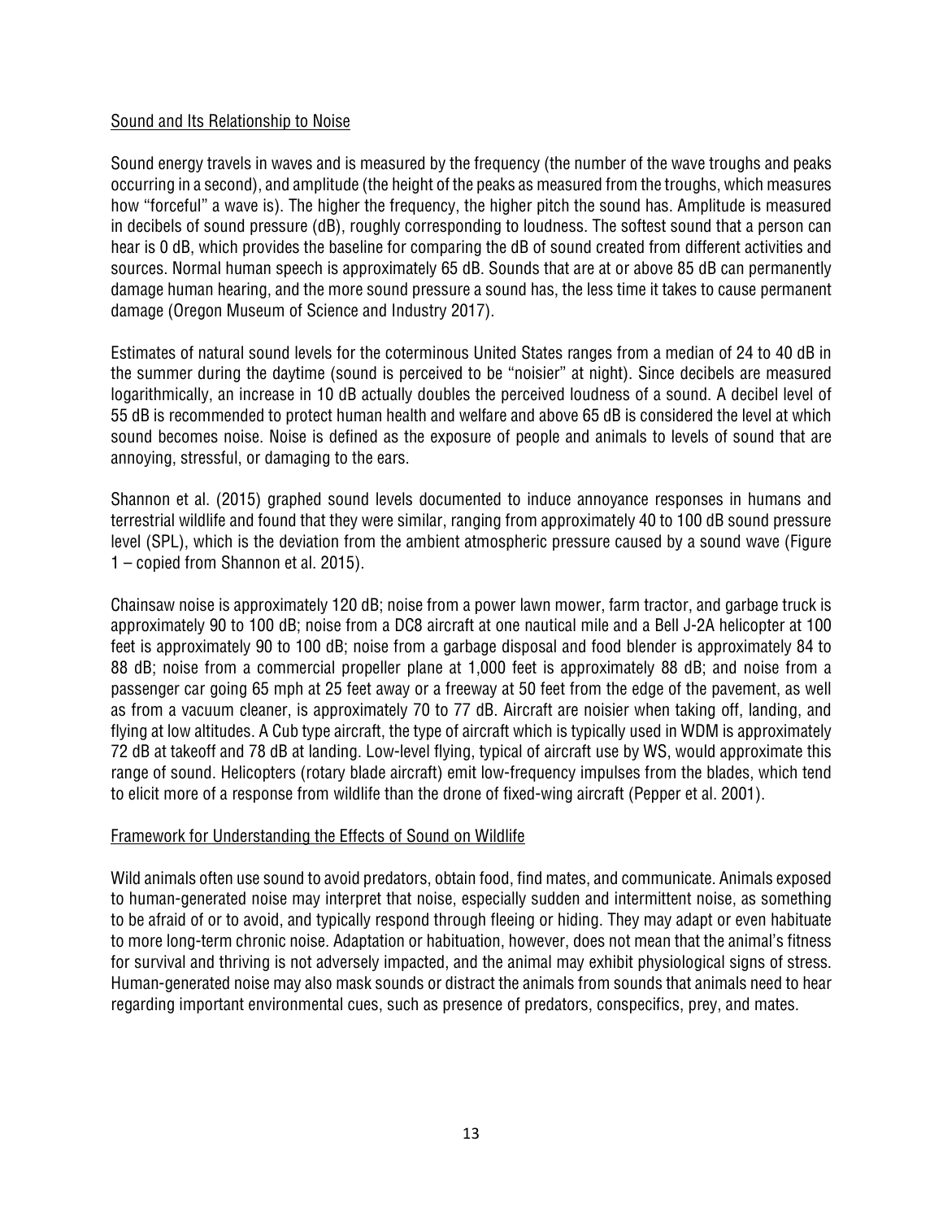Sound and Its Relationship to Noise

Sound energy travels in waves and is measured by the frequency (the number of the wave troughs and peaks occurring in a second), and amplitude (the height of the peaks as measured from the troughs, which measures how "forceful" a wave is). The higher the frequency, the higher pitch the sound has. Amplitude is measured in decibels of sound pressure (dB), roughly corresponding to loudness. The softest sound that a person can hear is 0 dB, which provides the baseline for comparing the dB of sound created from different activities and sources. Normal human speech is approximately 65 dB. Sounds that are at or above 85 dB can permanently damage human hearing, and the more sound pressure a sound has, the less time it takes to cause permanent damage (Oregon Museum of Science and Industry 2017).

Estimates of natural sound levels for the coterminous United States ranges from a median of 24 to 40 dB in the summer during the daytime (sound is perceived to be "noisier" at night). Since decibels are measured logarithmically, an increase in 10 dB actually doubles the perceived loudness of a sound. A decibel level of 55 dB is recommended to protect human health and welfare and above 65 dB is considered the level at which sound becomes noise. Noise is defined as the exposure of people and animals to levels of sound that are annoying, stressful, or damaging to the ears.

Shannon et al. (2015) graphed sound levels documented to induce annoyance responses in humans and terrestrial wildlife and found that they were similar, ranging from approximately 40 to 100 dB sound pressure level (SPL), which is the deviation from the ambient atmospheric pressure caused by a sound wave (Figure 1 – copied from Shannon et al. 2015).

Chainsaw noise is approximately 120 dB; noise from a power lawn mower, farm tractor, and garbage truck is approximately 90 to 100 dB; noise from a DC8 aircraft at one nautical mile and a Bell J-2A helicopter at 100 feet is approximately 90 to 100 dB; noise from a garbage disposal and food blender is approximately 84 to 88 dB; noise from a commercial propeller plane at 1,000 feet is approximately 88 dB; and noise from a passenger car going 65 mph at 25 feet away or a freeway at 50 feet from the edge of the pavement, as well as from a vacuum cleaner, is approximately 70 to 77 dB. Aircraft are noisier when taking off, landing, and flying at low altitudes. A Cub type aircraft, the type of aircraft which is typically used in WDM is approximately 72 dB at takeoff and 78 dB at landing. Low-level flying, typical of aircraft use by WS, would approximate this range of sound. Helicopters (rotary blade aircraft) emit low-frequency impulses from the blades, which tend to elicit more of a response from wildlife than the drone of fixed-wing aircraft (Pepper et al. 2001).

Framework for Understanding the Effects of Sound on Wildlife

Wild animals often use sound to avoid predators, obtain food, find mates, and communicate. Animals exposed to human-generated noise may interpret that noise, especially sudden and intermittent noise, as something to be afraid of or to avoid, and typically respond through fleeing or hiding. They may adapt or even habituate to more long-term chronic noise. Adaptation or habituation, however, does not mean that the animal's fitness for survival and thriving is not adversely impacted, and the animal may exhibit physiological signs of stress. Human-generated noise may also mask sounds or distract the animals from sounds that animals need to hear regarding important environmental cues, such as presence of predators, conspecifics, prey, and mates.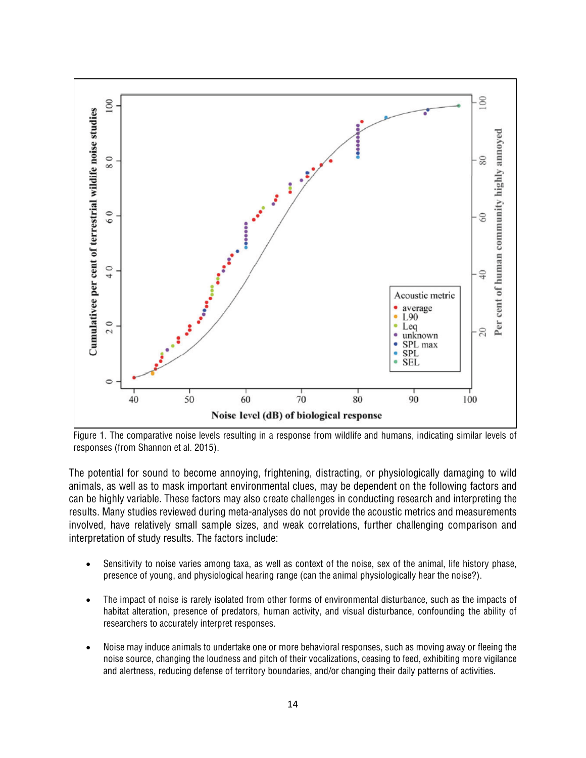Figure 1. The comparative noise levels resulting in a response from wildlife and humans, indicating similar levels of responses (from Shannon et al. 2015).

The potential for sound to become annoying, frightening, distracting, or physiologically damaging to wild animals, as well as to mask important environmental clues, may be dependent on the following factors and can be highly variable. These factors may also create challenges in conducting research and interpreting the results. Many studies reviewed during meta-analyses do not provide the acoustic metrics and measurements involved, have relatively small sample sizes, and weak correlations, further challenging comparison and interpretation of study results. The factors include:

- Sensitivity to noise varies among taxa, as well as context of the noise, sex of the animal, life history phase, presence of young, and physiological hearing range (can the animal physiologically hear the noise?).
- The impact of noise is rarely isolated from other forms of environmental disturbance, such as the impacts of habitat alteration, presence of predators, human activity, and visual disturbance, confounding the ability of researchers to accurately interpret responses.
- Noise may induce animals to undertake one or more behavioral responses, such as moving away or fleeing the noise source, changing the loudness and pitch of their vocalizations, ceasing to feed, exhibiting more vigilance and alertness, reducing defense of territory boundaries, and/or changing their daily patterns of activities.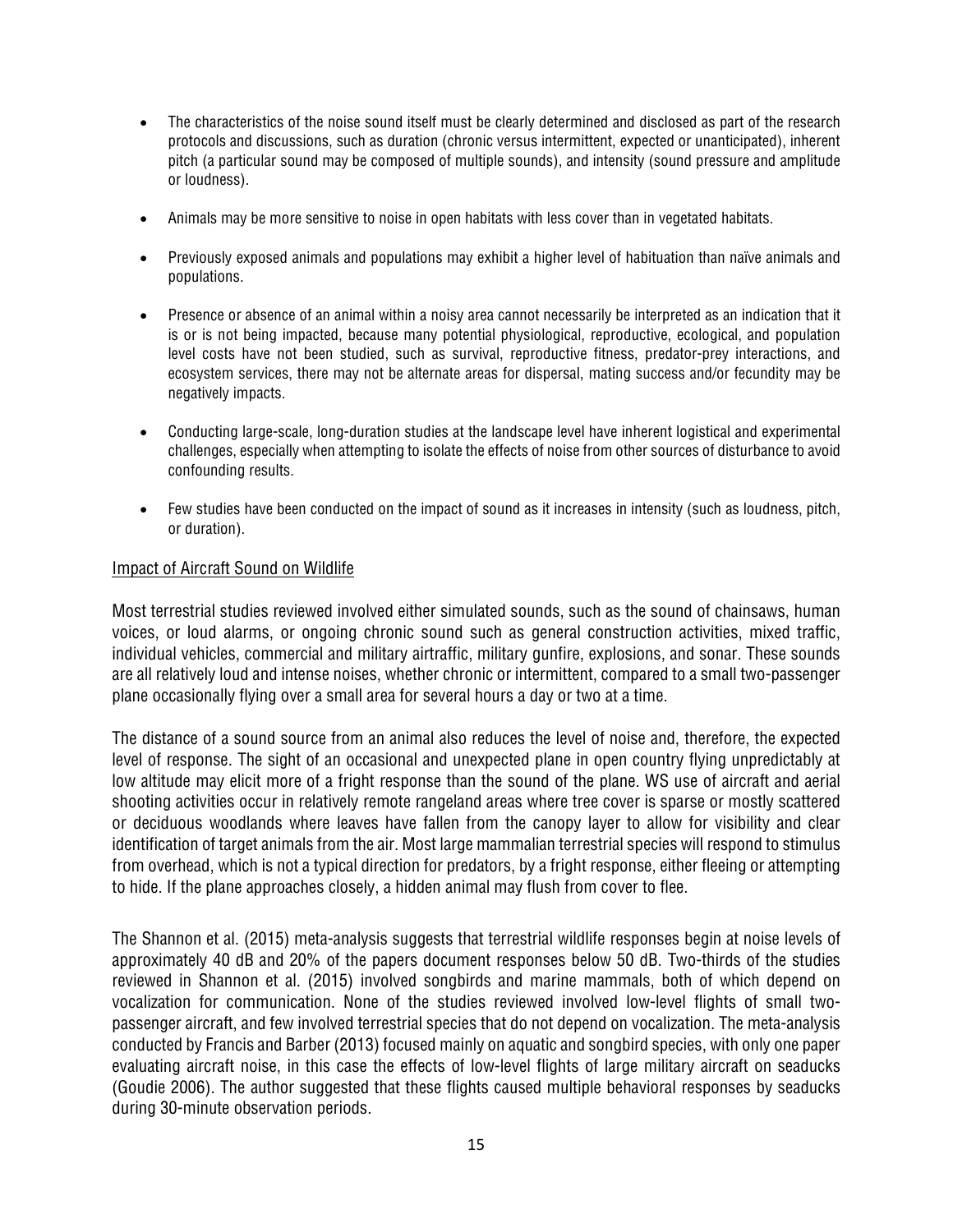- The characteristics of the noise sound itself must be clearly determined and disclosed as part of the research protocols and discussions, such as duration (chronic versus intermittent, expected or unanticipated), inherent pitch (a particular sound may be composed of multiple sounds), and intensity (sound pressure and amplitude or loudness).

- Animals may be more sensitive to noise in open habitats with less cover than in vegetated habitats.

- Previously exposed animals and populations may exhibit a higher level of habituation than naïve animals and populations.

- Presence or absence of an animal within a noisy area cannot necessarily be interpreted as an indication that it is or is not being impacted, because many potential physiological, reproductive, ecological, and population level costs have not been studied, such as survival, reproductive fitness, predator-prey interactions, and ecosystem services, there may not be alternate areas for dispersal, mating success and/or fecundity may be negatively impacts.

- Conducting large-scale, long-duration studies at the landscape level have inherent logistical and experimental challenges, especially when attempting to isolate the effects of noise from other sources of disturbance to avoid confounding results.

- Few studies have been conducted on the impact of sound as it increases in intensity (such as loudness, pitch, or duration).

<u>Impact of Aircraft Sound on Wildlife</u>

Most terrestrial studies reviewed involved either simulated sounds, such as the sound of chainsaws, human voices, or loud alarms, or ongoing chronic sound such as general construction activities, mixed traffic, individual vehicles, commercial and military airtraffic, military gunfire, explosions, and sonar. These sounds are all relatively loud and intense noises, whether chronic or intermittent, compared to a small two-passenger plane occasionally flying over a small area for several hours a day or two at a time.

The distance of a sound source from an animal also reduces the level of noise and, therefore, the expected level of response. The sight of an occasional and unexpected plane in open country flying unpredictably at low altitude may elicit more of a fright response than the sound of the plane. WS use of aircraft and aerial shooting activities occur in relatively remote rangeland areas where tree cover is sparse or mostly scattered or deciduous woodlands where leaves have fallen from the canopy layer to allow for visibility and clear identification of target animals from the air. Most large mammalian terrestrial species will respond to stimulus from overhead, which is not a typical direction for predators, by a fright response, either fleeing or attempting to hide. If the plane approaches closely, a hidden animal may flush from cover to flee.

The Shannon et al. (2015) meta-analysis suggests that terrestrial wildlife responses begin at noise levels of approximately 40 dB and 20% of the papers document responses below 50 dB. Two-thirds of the studies reviewed in Shannon et al. (2015) involved songbirds and marine mammals, both of which depend on vocalization for communication. None of the studies reviewed involved low-level flights of small two-passenger aircraft, and few involved terrestrial species that do not depend on vocalization. The meta-analysis conducted by Francis and Barber (2013) focused mainly on aquatic and songbird species, with only one paper evaluating aircraft noise, in this case the effects of low-level flights of large military aircraft on seaducks (Goudie 2006). The author suggested that these flights caused multiple behavioral responses by seaducks during 30-minute observation periods.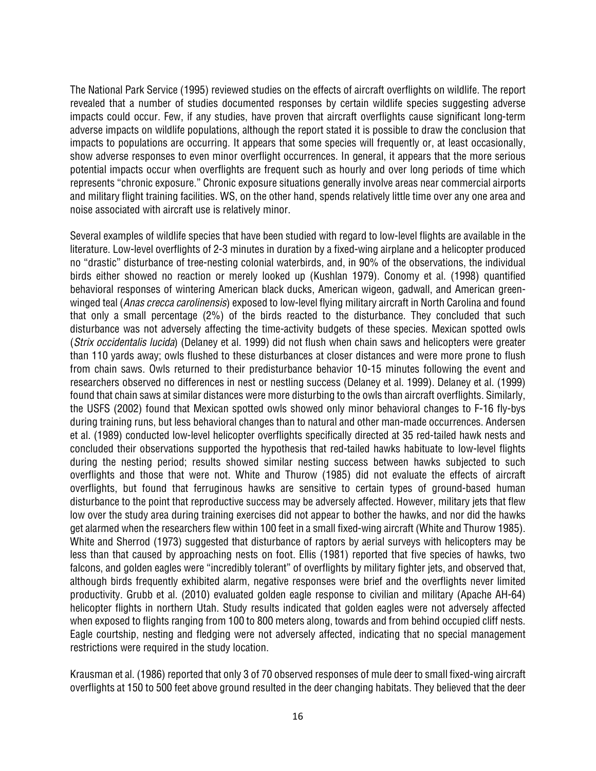The National Park Service (1995) reviewed studies on the effects of aircraft overflights on wildlife. The report revealed that a number of studies documented responses by certain wildlife species suggesting adverse impacts could occur. Few, if any studies, have proven that aircraft overflights cause significant long-term adverse impacts on wildlife populations, although the report stated it is possible to draw the conclusion that impacts to populations are occurring. It appears that some species will frequently or, at least occasionally, show adverse responses to even minor overflight occurrences. In general, it appears that the more serious potential impacts occur when overflights are frequent such as hourly and over long periods of time which represents "chronic exposure." Chronic exposure situations generally involve areas near commercial airports and military flight training facilities. WS, on the other hand, spends relatively little time over any one area and noise associated with aircraft use is relatively minor.

Several examples of wildlife species that have been studied with regard to low-level flights are available in the literature. Low-level overflights of 2-3 minutes in duration by a fixed-wing airplane and a helicopter produced no "drastic" disturbance of tree-nesting colonial waterbirds, and, in 90% of the observations, the individual birds either showed no reaction or merely looked up (Kushlan 1979). Conomy et al. (1998) quantified behavioral responses of wintering American black ducks, American wigeon, gadwall, and American green-winged teal (*Anas crecca carolinensis*) exposed to low-level flying military aircraft in North Carolina and found that only a small percentage (2%) of the birds reacted to the disturbance. They concluded that such disturbance was not adversely affecting the time-activity budgets of these species. Mexican spotted owls (*Strix occidentalis lucida*) (Delaney et al. 1999) did not flush when chain saws and helicopters were greater than 110 yards away; owls flushed to these disturbances at closer distances and were more prone to flush from chain saws. Owls returned to their predisturbance behavior 10-15 minutes following the event and researchers observed no differences in nest or nestling success (Delaney et al. 1999). Delaney et al. (1999) found that chain saws at similar distances were more disturbing to the owls than aircraft overflights. Similarly, the USFS (2002) found that Mexican spotted owls showed only minor behavioral changes to F-16 fly-bys during training runs, but less behavioral changes than to natural and other man-made occurrences. Andersen et al. (1989) conducted low-level helicopter overflights specifically directed at 35 red-tailed hawk nests and concluded their observations supported the hypothesis that red-tailed hawks habituate to low-level flights during the nesting period; results showed similar nesting success between hawks subjected to such overflights and those that were not. White and Thurow (1985) did not evaluate the effects of aircraft overflights, but found that ferruginous hawks are sensitive to certain types of ground-based human disturbance to the point that reproductive success may be adversely affected. However, military jets that flew low over the study area during training exercises did not appear to bother the hawks, and nor did the hawks get alarmed when the researchers flew within 100 feet in a small fixed-wing aircraft (White and Thurow 1985). White and Sherrod (1973) suggested that disturbance of raptors by aerial surveys with helicopters may be less than that caused by approaching nests on foot. Ellis (1981) reported that five species of hawks, two falcons, and golden eagles were "incredibly tolerant" of overflights by military fighter jets, and observed that, although birds frequently exhibited alarm, negative responses were brief and the overflights never limited productivity. Grubb et al. (2010) evaluated golden eagle response to civilian and military (Apache AH-64) helicopter flights in northern Utah. Study results indicated that golden eagles were not adversely affected when exposed to flights ranging from 100 to 800 meters along, towards and from behind occupied cliff nests. Eagle courtship, nesting and fledging were not adversely affected, indicating that no special management restrictions were required in the study location.

Krausman et al. (1986) reported that only 3 of 70 observed responses of mule deer to small fixed-wing aircraft overflights at 150 to 500 feet above ground resulted in the deer changing habitats. They believed that the deer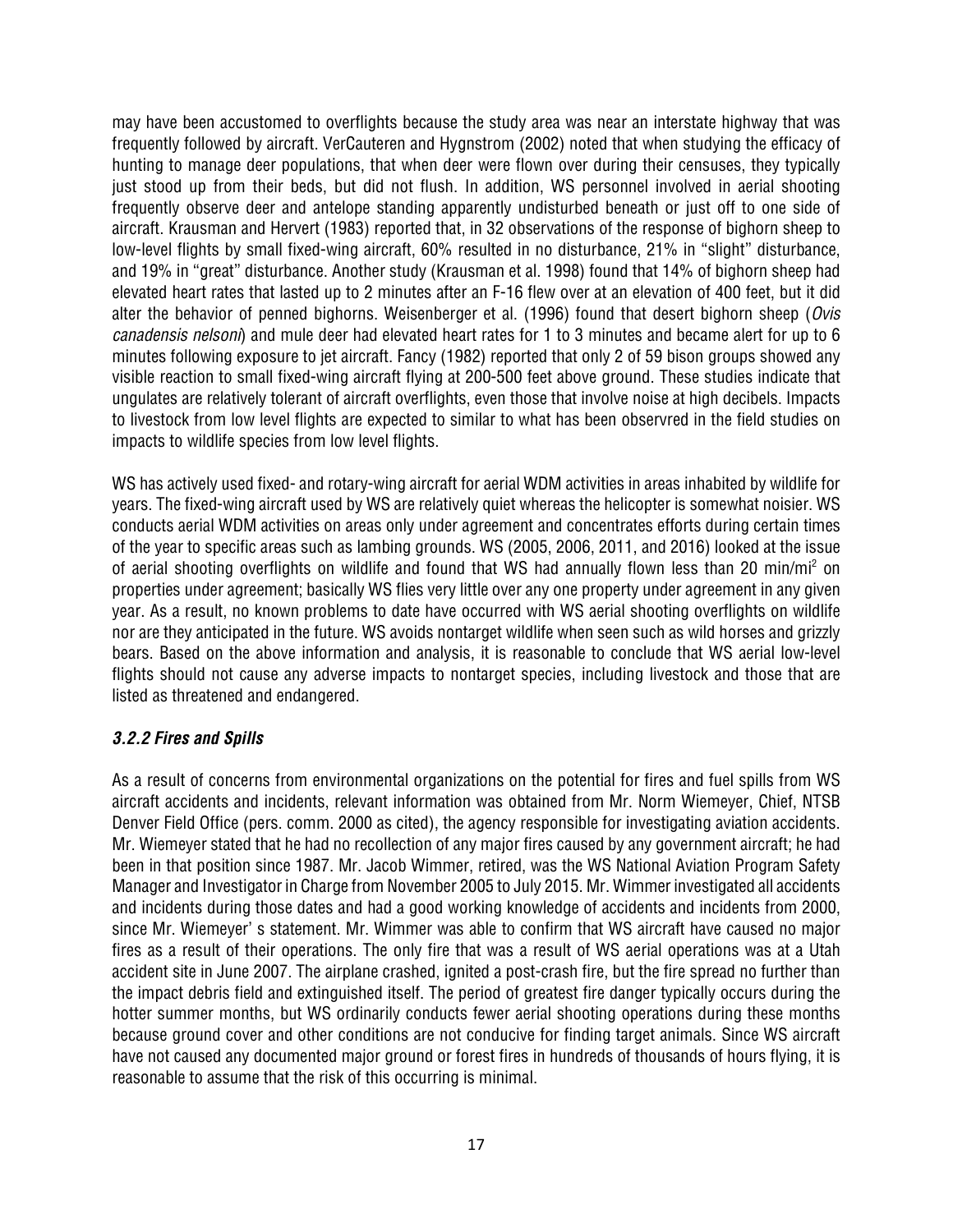may have been accustomed to overflights because the study area was near an interstate highway that was frequently followed by aircraft. VerCauteren and Hygnstrom (2002) noted that when studying the efficacy of hunting to manage deer populations, that when deer were flown over during their censuses, they typically just stood up from their beds, but did not flush. In addition, WS personnel involved in aerial shooting frequently observe deer and antelope standing apparently undisturbed beneath or just off to one side of aircraft. Krausman and Hervert (1983) reported that, in 32 observations of the response of bighorn sheep to low-level flights by small fixed-wing aircraft, 60% resulted in no disturbance, 21% in "slight" disturbance, and 19% in "great" disturbance. Another study (Krausman et al. 1998) found that 14% of bighorn sheep had elevated heart rates that lasted up to 2 minutes after an F-16 flew over at an elevation of 400 feet, but it did alter the behavior of penned bighorns. Weisenberger et al. (1996) found that desert bighorn sheep (*Ovis canadensis nelsoni*) and mule deer had elevated heart rates for 1 to 3 minutes and became alert for up to 6 minutes following exposure to jet aircraft. Fancy (1982) reported that only 2 of 59 bison groups showed any visible reaction to small fixed-wing aircraft flying at 200-500 feet above ground. These studies indicate that ungulates are relatively tolerant of aircraft overflights, even those that involve noise at high decibels. Impacts to livestock from low level flights are expected to similar to what has been observred in the field studies on impacts to wildlife species from low level flights.

WS has actively used fixed- and rotary-wing aircraft for aerial WDM activities in areas inhabited by wildlife for years. The fixed-wing aircraft used by WS are relatively quiet whereas the helicopter is somewhat noisier. WS conducts aerial WDM activities on areas only under agreement and concentrates efforts during certain times of the year to specific areas such as lambing grounds. WS (2005, 2006, 2011, and 2016) looked at the issue of aerial shooting overflights on wildlife and found that WS had annually flown less than 20 min/mi$^2$ on properties under agreement; basically WS flies very little over any one property under agreement in any given year. As a result, no known problems to date have occurred with WS aerial shooting overflights on wildlife nor are they anticipated in the future. WS avoids nontarget wildlife when seen such as wild horses and grizzly bears. Based on the above information and analysis, it is reasonable to conclude that WS aerial low-level flights should not cause any adverse impacts to nontarget species, including livestock and those that are listed as threatened and endangered.

### *3.2.2 Fires and Spills*

As a result of concerns from environmental organizations on the potential for fires and fuel spills from WS aircraft accidents and incidents, relevant information was obtained from Mr. Norm Wiemeyer, Chief, NTSB Denver Field Office (pers. comm. 2000 as cited), the agency responsible for investigating aviation accidents. Mr. Wiemeyer stated that he had no recollection of any major fires caused by any government aircraft; he had been in that position since 1987. Mr. Jacob Wimmer, retired, was the WS National Aviation Program Safety Manager and Investigator in Charge from November 2005 to July 2015. Mr. Wimmer investigated all accidents and incidents during those dates and had a good working knowledge of accidents and incidents from 2000, since Mr. Wiemeyer' s statement. Mr. Wimmer was able to confirm that WS aircraft have caused no major fires as a result of their operations. The only fire that was a result of WS aerial operations was at a Utah accident site in June 2007. The airplane crashed, ignited a post-crash fire, but the fire spread no further than the impact debris field and extinguished itself. The period of greatest fire danger typically occurs during the hotter summer months, but WS ordinarily conducts fewer aerial shooting operations during these months because ground cover and other conditions are not conducive for finding target animals. Since WS aircraft have not caused any documented major ground or forest fires in hundreds of thousands of hours flying, it is reasonable to assume that the risk of this occurring is minimal.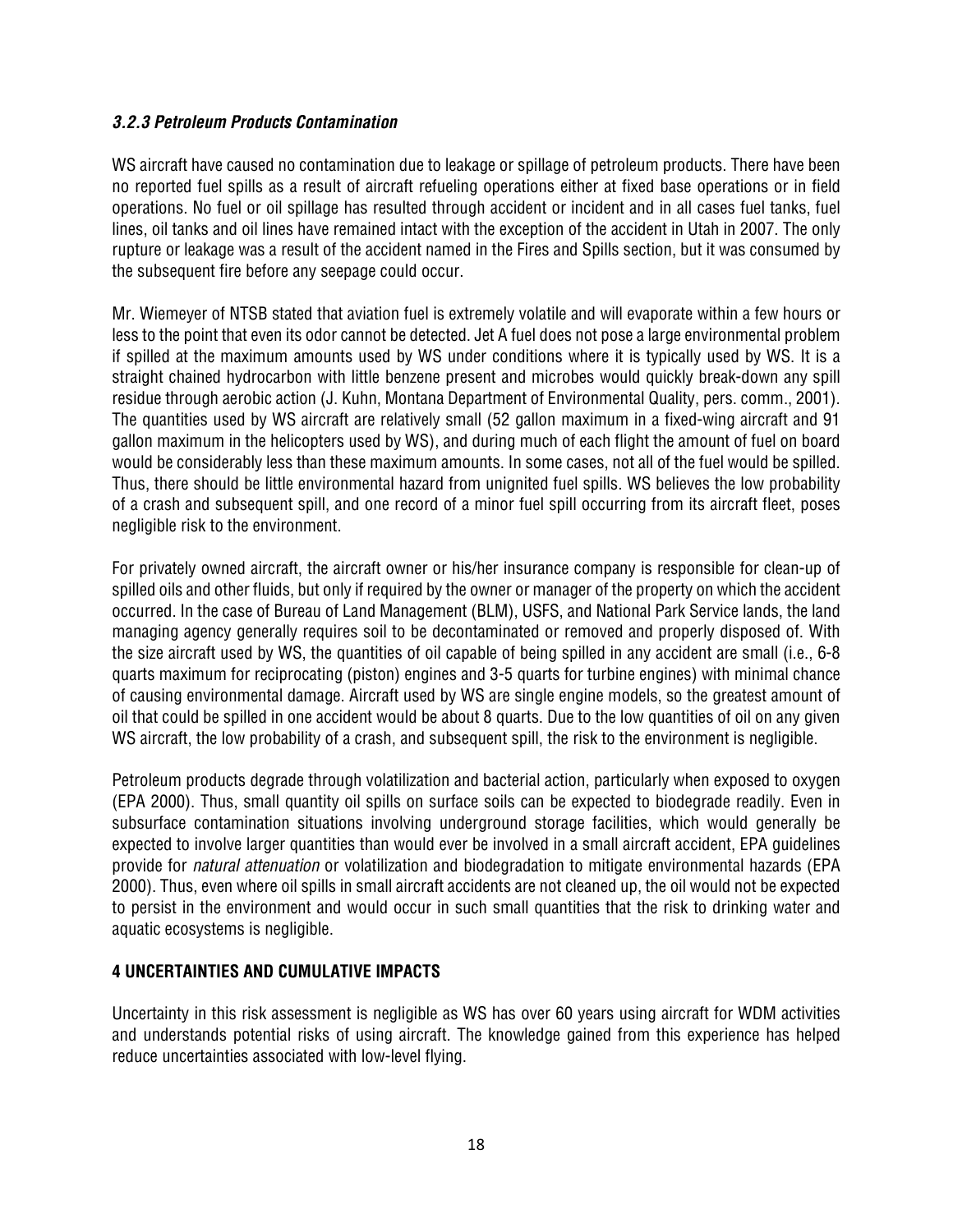### *3.2.3 Petroleum Products Contamination*

WS aircraft have caused no contamination due to leakage or spillage of petroleum products. There have been no reported fuel spills as a result of aircraft refueling operations either at fixed base operations or in field operations. No fuel or oil spillage has resulted through accident or incident and in all cases fuel tanks, fuel lines, oil tanks and oil lines have remained intact with the exception of the accident in Utah in 2007. The only rupture or leakage was a result of the accident named in the Fires and Spills section, but it was consumed by the subsequent fire before any seepage could occur.

Mr. Wiemeyer of NTSB stated that aviation fuel is extremely volatile and will evaporate within a few hours or less to the point that even its odor cannot be detected. Jet A fuel does not pose a large environmental problem if spilled at the maximum amounts used by WS under conditions where it is typically used by WS. It is a straight chained hydrocarbon with little benzene present and microbes would quickly break-down any spill residue through aerobic action (J. Kuhn, Montana Department of Environmental Quality, pers. comm., 2001). The quantities used by WS aircraft are relatively small (52 gallon maximum in a fixed-wing aircraft and 91 gallon maximum in the helicopters used by WS), and during much of each flight the amount of fuel on board would be considerably less than these maximum amounts. In some cases, not all of the fuel would be spilled. Thus, there should be little environmental hazard from unignited fuel spills. WS believes the low probability of a crash and subsequent spill, and one record of a minor fuel spill occurring from its aircraft fleet, poses negligible risk to the environment.

For privately owned aircraft, the aircraft owner or his/her insurance company is responsible for clean-up of spilled oils and other fluids, but only if required by the owner or manager of the property on which the accident occurred. In the case of Bureau of Land Management (BLM), USFS, and National Park Service lands, the land managing agency generally requires soil to be decontaminated or removed and properly disposed of. With the size aircraft used by WS, the quantities of oil capable of being spilled in any accident are small (i.e., 6-8 quarts maximum for reciprocating (piston) engines and 3-5 quarts for turbine engines) with minimal chance of causing environmental damage. Aircraft used by WS are single engine models, so the greatest amount of oil that could be spilled in one accident would be about 8 quarts. Due to the low quantities of oil on any given WS aircraft, the low probability of a crash, and subsequent spill, the risk to the environment is negligible.

Petroleum products degrade through volatilization and bacterial action, particularly when exposed to oxygen (EPA 2000). Thus, small quantity oil spills on surface soils can be expected to biodegrade readily. Even in subsurface contamination situations involving underground storage facilities, which would generally be expected to involve larger quantities than would ever be involved in a small aircraft accident, EPA guidelines provide for *natural attenuation* or volatilization and biodegradation to mitigate environmental hazards (EPA 2000). Thus, even where oil spills in small aircraft accidents are not cleaned up, the oil would not be expected to persist in the environment and would occur in such small quantities that the risk to drinking water and aquatic ecosystems is negligible.

## 4 UNCERTAINTIES AND CUMULATIVE IMPACTS

Uncertainty in this risk assessment is negligible as WS has over 60 years using aircraft for WDM activities and understands potential risks of using aircraft. The knowledge gained from this experience has helped reduce uncertainties associated with low-level flying.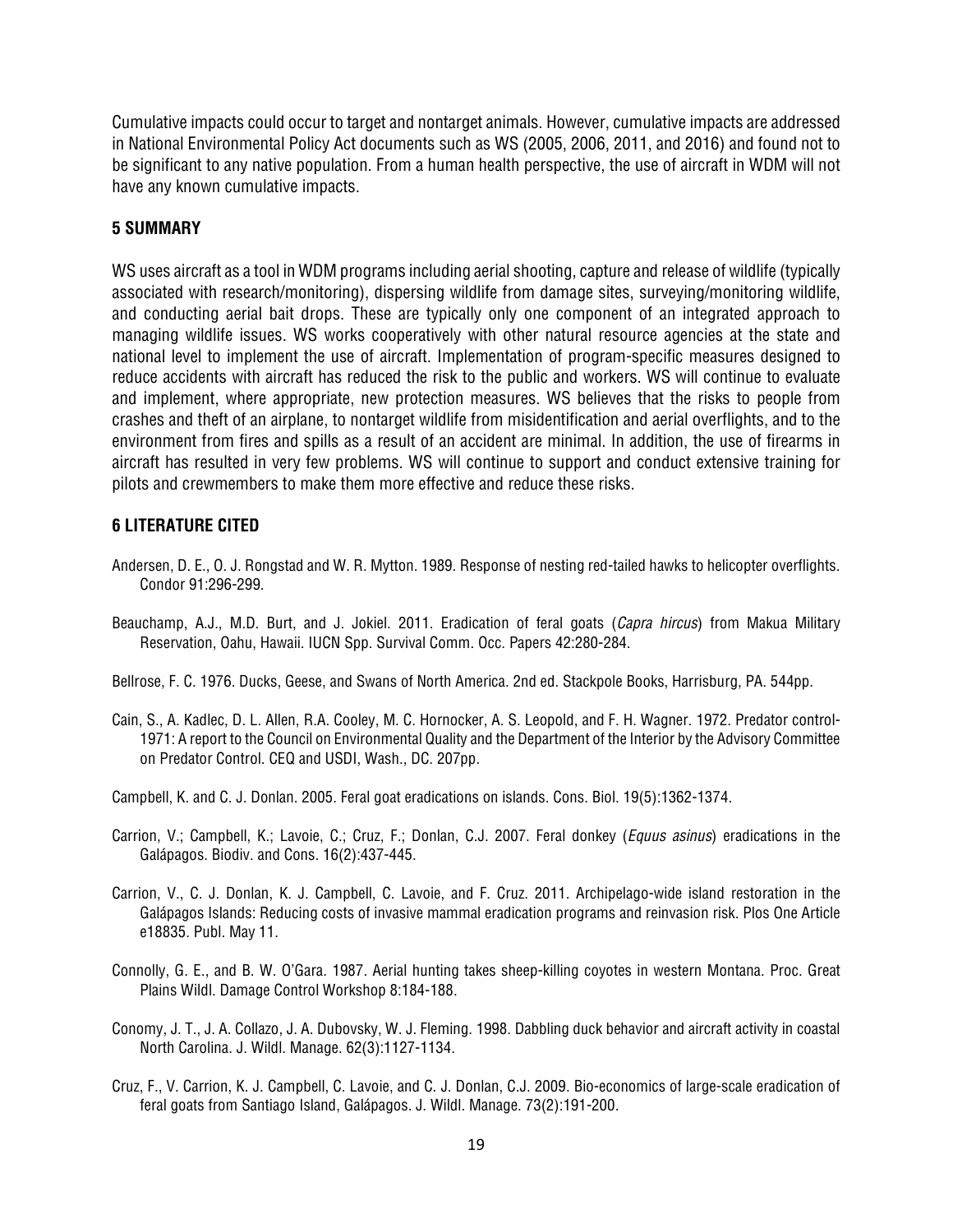Cumulative impacts could occur to target and nontarget animals. However, cumulative impacts are addressed in National Environmental Policy Act documents such as WS (2005, 2006, 2011, and 2016) and found not to be significant to any native population. From a human health perspective, the use of aircraft in WDM will not have any known cumulative impacts.

## 5 SUMMARY

WS uses aircraft as a tool in WDM programs including aerial shooting, capture and release of wildlife (typically associated with research/monitoring), dispersing wildlife from damage sites, surveying/monitoring wildlife, and conducting aerial bait drops. These are typically only one component of an integrated approach to managing wildlife issues. WS works cooperatively with other natural resource agencies at the state and national level to implement the use of aircraft. Implementation of program-specific measures designed to reduce accidents with aircraft has reduced the risk to the public and workers. WS will continue to evaluate and implement, where appropriate, new protection measures. WS believes that the risks to people from crashes and theft of an airplane, to nontarget wildlife from misidentification and aerial overflights, and to the environment from fires and spills as a result of an accident are minimal. In addition, the use of firearms in aircraft has resulted in very few problems. WS will continue to support and conduct extensive training for pilots and crewmembers to make them more effective and reduce these risks.

## 6 LITERATURE CITED

Andersen, D. E., O. J. Rongstad and W. R. Mytton. 1989. Response of nesting red-tailed hawks to helicopter overflights. Condor 91:296-299.

Beauchamp, A.J., M.D. Burt, and J. Jokiel. 2011. Eradication of feral goats (*Capra hircus*) from Makua Military Reservation, Oahu, Hawaii. IUCN Spp. Survival Comm. Occ. Papers 42:280-284.

Bellrose, F. C. 1976. Ducks, Geese, and Swans of North America. 2nd ed. Stackpole Books, Harrisburg, PA. 544pp.

Cain, S., A. Kadlec, D. L. Allen, R.A. Cooley, M. C. Hornocker, A. S. Leopold, and F. H. Wagner. 1972. Predator control-1971: A report to the Council on Environmental Quality and the Department of the Interior by the Advisory Committee on Predator Control. CEQ and USDI, Wash., DC. 207pp.

Campbell, K. and C. J. Donlan. 2005. Feral goat eradications on islands. Cons. Biol. 19(5):1362-1374.

Carrion, V.; Campbell, K.; Lavoie, C.; Cruz, F.; Donlan, C.J. 2007. Feral donkey (*Equus asinus*) eradications in the Galápagos. Biodiv. and Cons. 16(2):437-445.

Carrion, V., C. J. Donlan, K. J. Campbell, C. Lavoie, and F. Cruz. 2011. Archipelago-wide island restoration in the Galápagos Islands: Reducing costs of invasive mammal eradication programs and reinvasion risk. Plos One Article e18835. Publ. May 11.

Connolly, G. E., and B. W. O'Gara. 1987. Aerial hunting takes sheep-killing coyotes in western Montana. Proc. Great Plains Wildl. Damage Control Workshop 8:184-188.

Conomy, J. T., J. A. Collazo, J. A. Dubovsky, W. J. Fleming. 1998. Dabbling duck behavior and aircraft activity in coastal North Carolina. J. Wildl. Manage. 62(3):1127-1134.

Cruz, F., V. Carrion, K. J. Campbell, C. Lavoie, and C. J. Donlan, C.J. 2009. Bio-economics of large-scale eradication of feral goats from Santiago Island, Galápagos. J. Wildl. Manage. 73(2):191-200.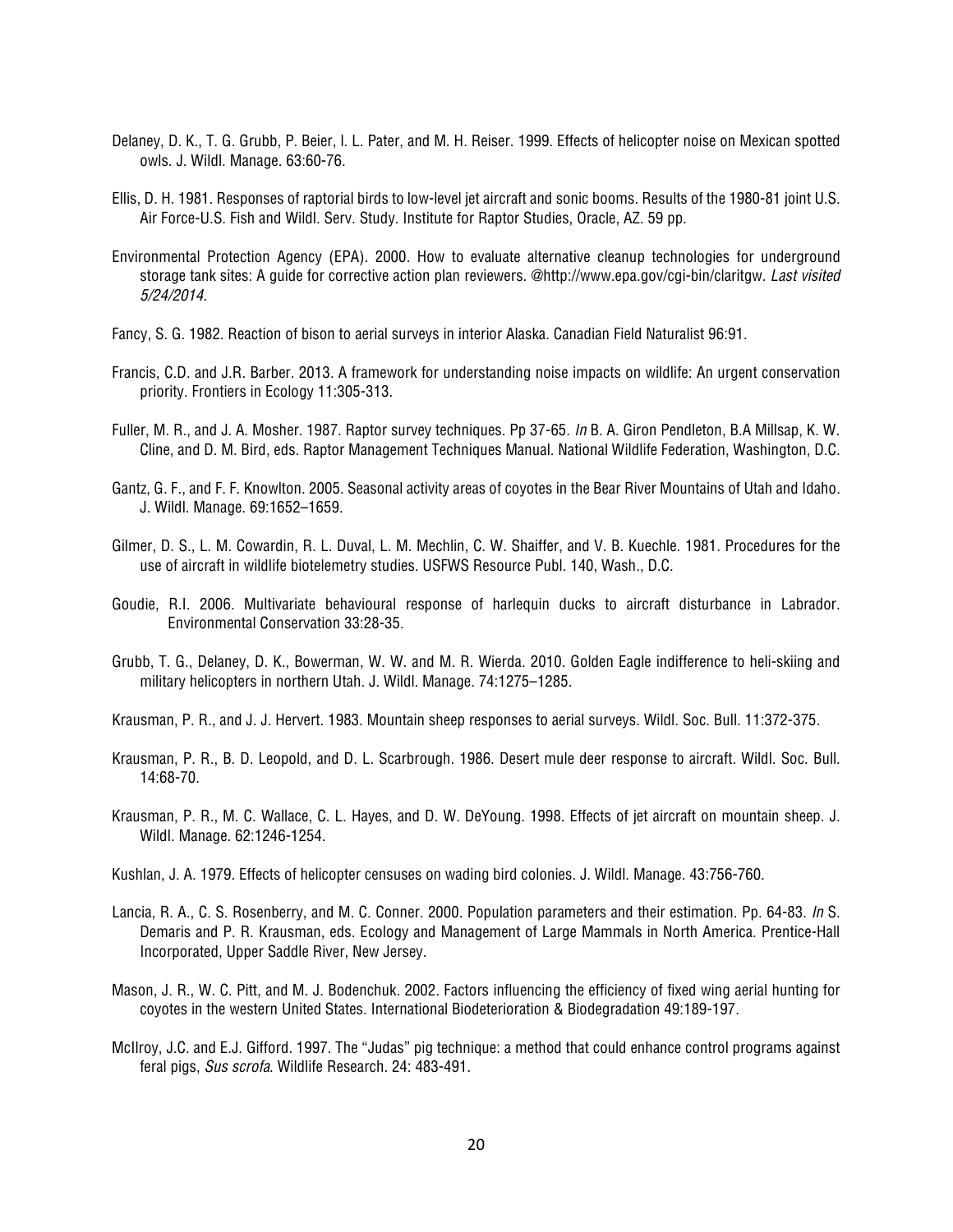Delaney, D. K., T. G. Grubb, P. Beier, I. L. Pater, and M. H. Reiser. 1999. Effects of helicopter noise on Mexican spotted owls. J. Wildl. Manage. 63:60-76.

Ellis, D. H. 1981. Responses of raptorial birds to low-level jet aircraft and sonic booms. Results of the 1980-81 joint U.S. Air Force-U.S. Fish and Wildl. Serv. Study. Institute for Raptor Studies, Oracle, AZ. 59 pp.

Environmental Protection Agency (EPA). 2000. How to evaluate alternative cleanup technologies for underground storage tank sites: A guide for corrective action plan reviewers. @http://www.epa.gov/cgi-bin/claritgw. *Last visited 5/24/2014.*

Fancy, S. G. 1982. Reaction of bison to aerial surveys in interior Alaska. Canadian Field Naturalist 96:91.

Francis, C.D. and J.R. Barber. 2013. A framework for understanding noise impacts on wildlife: An urgent conservation priority. Frontiers in Ecology 11:305-313.

Fuller, M. R., and J. A. Mosher. 1987. Raptor survey techniques. Pp 37-65. *In* B. A. Giron Pendleton, B.A Millsap, K. W. Cline, and D. M. Bird, eds. Raptor Management Techniques Manual. National Wildlife Federation, Washington, D.C.

Gantz, G. F., and F. F. Knowlton. 2005. Seasonal activity areas of coyotes in the Bear River Mountains of Utah and Idaho. J. Wildl. Manage. 69:1652–1659.

Gilmer, D. S., L. M. Cowardin, R. L. Duval, L. M. Mechlin, C. W. Shaiffer, and V. B. Kuechle. 1981. Procedures for the use of aircraft in wildlife biotelemetry studies. USFWS Resource Publ. 140, Wash., D.C.

Goudie, R.I. 2006. Multivariate behavioural response of harlequin ducks to aircraft disturbance in Labrador. Environmental Conservation 33:28-35.

Grubb, T. G., Delaney, D. K., Bowerman, W. W. and M. R. Wierda. 2010. Golden Eagle indifference to heli-skiing and military helicopters in northern Utah. J. Wildl. Manage. 74:1275–1285.

Krausman, P. R., and J. J. Hervert. 1983. Mountain sheep responses to aerial surveys. Wildl. Soc. Bull. 11:372-375.

Krausman, P. R., B. D. Leopold, and D. L. Scarbrough. 1986. Desert mule deer response to aircraft. Wildl. Soc. Bull. 14:68-70.

Krausman, P. R., M. C. Wallace, C. L. Hayes, and D. W. DeYoung. 1998. Effects of jet aircraft on mountain sheep. J. Wildl. Manage. 62:1246-1254.

Kushlan, J. A. 1979. Effects of helicopter censuses on wading bird colonies. J. Wildl. Manage. 43:756-760.

Lancia, R. A., C. S. Rosenberry, and M. C. Conner. 2000. Population parameters and their estimation. Pp. 64-83. *In* S. Demaris and P. R. Krausman, eds. Ecology and Management of Large Mammals in North America. Prentice-Hall Incorporated, Upper Saddle River, New Jersey.

Mason, J. R., W. C. Pitt, and M. J. Bodenchuk. 2002. Factors influencing the efficiency of fixed wing aerial hunting for coyotes in the western United States. International Biodeterioration & Biodegradation 49:189-197.

McIlroy, J.C. and E.J. Gifford. 1997. The "Judas" pig technique: a method that could enhance control programs against feral pigs, *Sus scrofa*. Wildlife Research. 24: 483-491.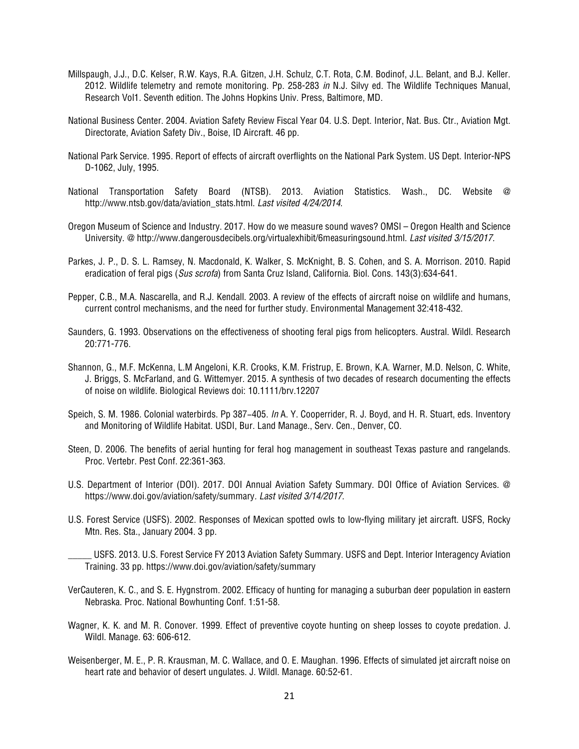Millspaugh, J.J., D.C. Kelser, R.W. Kays, R.A. Gitzen, J.H. Schulz, C.T. Rota, C.M. Bodinof, J.L. Belant, and B.J. Keller. 2012. Wildlife telemetry and remote monitoring. Pp. 258-283 *in* N.J. Silvy ed. The Wildlife Techniques Manual, Research Vol1. Seventh edition. The Johns Hopkins Univ. Press, Baltimore, MD.

National Business Center. 2004. Aviation Safety Review Fiscal Year 04. U.S. Dept. Interior, Nat. Bus. Ctr., Aviation Mgt. Directorate, Aviation Safety Div., Boise, ID Aircraft. 46 pp.

National Park Service. 1995. Report of effects of aircraft overflights on the National Park System. US Dept. Interior-NPS D-1062, July, 1995.

National Transportation Safety Board (NTSB). 2013. Aviation Statistics. Wash., DC. Website @ http://www.ntsb.gov/data/aviation_stats.html. *Last visited 4/24/2014*.

Oregon Museum of Science and Industry. 2017. How do we measure sound waves? OMSI – Oregon Health and Science University. @ http://www.dangerousdecibels.org/virtualexhibit/6measuringsound.html. *Last visited 3/15/2017*.

Parkes, J. P., D. S. L. Ramsey, N. Macdonald, K. Walker, S. McKnight, B. S. Cohen, and S. A. Morrison. 2010. Rapid eradication of feral pigs (*Sus scrofa*) from Santa Cruz Island, California. Biol. Cons. 143(3):634-641.

Pepper, C.B., M.A. Nascarella, and R.J. Kendall. 2003. A review of the effects of aircraft noise on wildlife and humans, current control mechanisms, and the need for further study. Environmental Management 32:418-432.

Saunders, G. 1993. Observations on the effectiveness of shooting feral pigs from helicopters. Austral. Wildl. Research 20:771-776.

Shannon, G., M.F. McKenna, L.M Angeloni, K.R. Crooks, K.M. Fristrup, E. Brown, K.A. Warner, M.D. Nelson, C. White, J. Briggs, S. McFarland, and G. Wittemyer. 2015. A synthesis of two decades of research documenting the effects of noise on wildlife. Biological Reviews doi: 10.1111/brv.12207

Speich, S. M. 1986. Colonial waterbirds. Pp 387–405. *In* A. Y. Cooperrider, R. J. Boyd, and H. R. Stuart, eds. Inventory and Monitoring of Wildlife Habitat. USDI, Bur. Land Manage., Serv. Cen., Denver, CO.

Steen, D. 2006. The benefits of aerial hunting for feral hog management in southeast Texas pasture and rangelands. Proc. Vertebr. Pest Conf. 22:361-363.

U.S. Department of Interior (DOI). 2017. DOI Annual Aviation Safety Summary. DOI Office of Aviation Services. @ https://www.doi.gov/aviation/safety/summary. *Last visited 3/14/2017*.

U.S. Forest Service (USFS). 2002. Responses of Mexican spotted owls to low-flying military jet aircraft. USFS, Rocky Mtn. Res. Sta., January 2004. 3 pp.

_____ USFS. 2013. U.S. Forest Service FY 2013 Aviation Safety Summary. USFS and Dept. Interior Interagency Aviation Training. 33 pp. https://www.doi.gov/aviation/safety/summary

VerCauteren, K. C., and S. E. Hygnstrom. 2002. Efficacy of hunting for managing a suburban deer population in eastern Nebraska. Proc. National Bowhunting Conf. 1:51-58.

Wagner, K. K. and M. R. Conover. 1999. Effect of preventive coyote hunting on sheep losses to coyote predation. J. Wildl. Manage. 63: 606-612.

Weisenberger, M. E., P. R. Krausman, M. C. Wallace, and O. E. Maughan. 1996. Effects of simulated jet aircraft noise on heart rate and behavior of desert ungulates. J. Wildl. Manage. 60:52-61.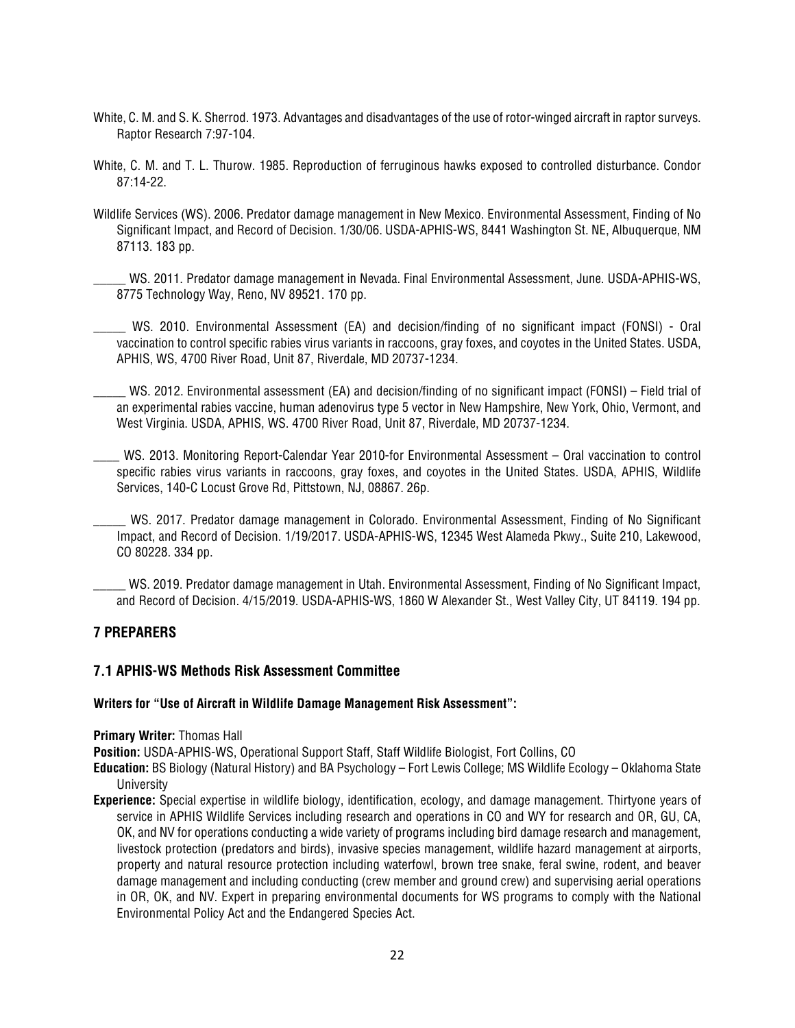White, C. M. and S. K. Sherrod. 1973. Advantages and disadvantages of the use of rotor-winged aircraft in raptor surveys. Raptor Research 7:97-104.

White, C. M. and T. L. Thurow. 1985. Reproduction of ferruginous hawks exposed to controlled disturbance. Condor 87:14-22.

Wildlife Services (WS). 2006. Predator damage management in New Mexico. Environmental Assessment, Finding of No Significant Impact, and Record of Decision. 1/30/06. USDA-APHIS-WS, 8441 Washington St. NE, Albuquerque, NM 87113. 183 pp.

_____ WS. 2011. Predator damage management in Nevada. Final Environmental Assessment, June. USDA-APHIS-WS, 8775 Technology Way, Reno, NV 89521. 170 pp.

_____ WS. 2010. Environmental Assessment (EA) and decision/finding of no significant impact (FONSI) - Oral vaccination to control specific rabies virus variants in raccoons, gray foxes, and coyotes in the United States. USDA, APHIS, WS, 4700 River Road, Unit 87, Riverdale, MD 20737-1234.

_____ WS. 2012. Environmental assessment (EA) and decision/finding of no significant impact (FONSI) – Field trial of an experimental rabies vaccine, human adenovirus type 5 vector in New Hampshire, New York, Ohio, Vermont, and West Virginia. USDA, APHIS, WS. 4700 River Road, Unit 87, Riverdale, MD 20737-1234.

____ WS. 2013. Monitoring Report-Calendar Year 2010-for Environmental Assessment – Oral vaccination to control specific rabies virus variants in raccoons, gray foxes, and coyotes in the United States. USDA, APHIS, Wildlife Services, 140-C Locust Grove Rd, Pittstown, NJ, 08867. 26p.

_____ WS. 2017. Predator damage management in Colorado. Environmental Assessment, Finding of No Significant Impact, and Record of Decision. 1/19/2017. USDA-APHIS-WS, 12345 West Alameda Pkwy., Suite 210, Lakewood, CO 80228. 334 pp.

_____ WS. 2019. Predator damage management in Utah. Environmental Assessment, Finding of No Significant Impact, and Record of Decision. 4/15/2019. USDA-APHIS-WS, 1860 W Alexander St., West Valley City, UT 84119. 194 pp.

## 7 PREPARERS

### 7.1 APHIS-WS Methods Risk Assessment Committee

**Writers for "Use of Aircraft in Wildlife Damage Management Risk Assessment":**

**Primary Writer:** Thomas Hall

**Position:** USDA-APHIS-WS, Operational Support Staff, Staff Wildlife Biologist, Fort Collins, CO

**Education:** BS Biology (Natural History) and BA Psychology – Fort Lewis College; MS Wildlife Ecology – Oklahoma State University

**Experience:** Special expertise in wildlife biology, identification, ecology, and damage management. Thirtyone years of service in APHIS Wildlife Services including research and operations in CO and WY for research and OR, GU, CA, OK, and NV for operations conducting a wide variety of programs including bird damage research and management, livestock protection (predators and birds), invasive species management, wildlife hazard management at airports, property and natural resource protection including waterfowl, brown tree snake, feral swine, rodent, and beaver damage management and including conducting (crew member and ground crew) and supervising aerial operations in OR, OK, and NV. Expert in preparing environmental documents for WS programs to comply with the National Environmental Policy Act and the Endangered Species Act.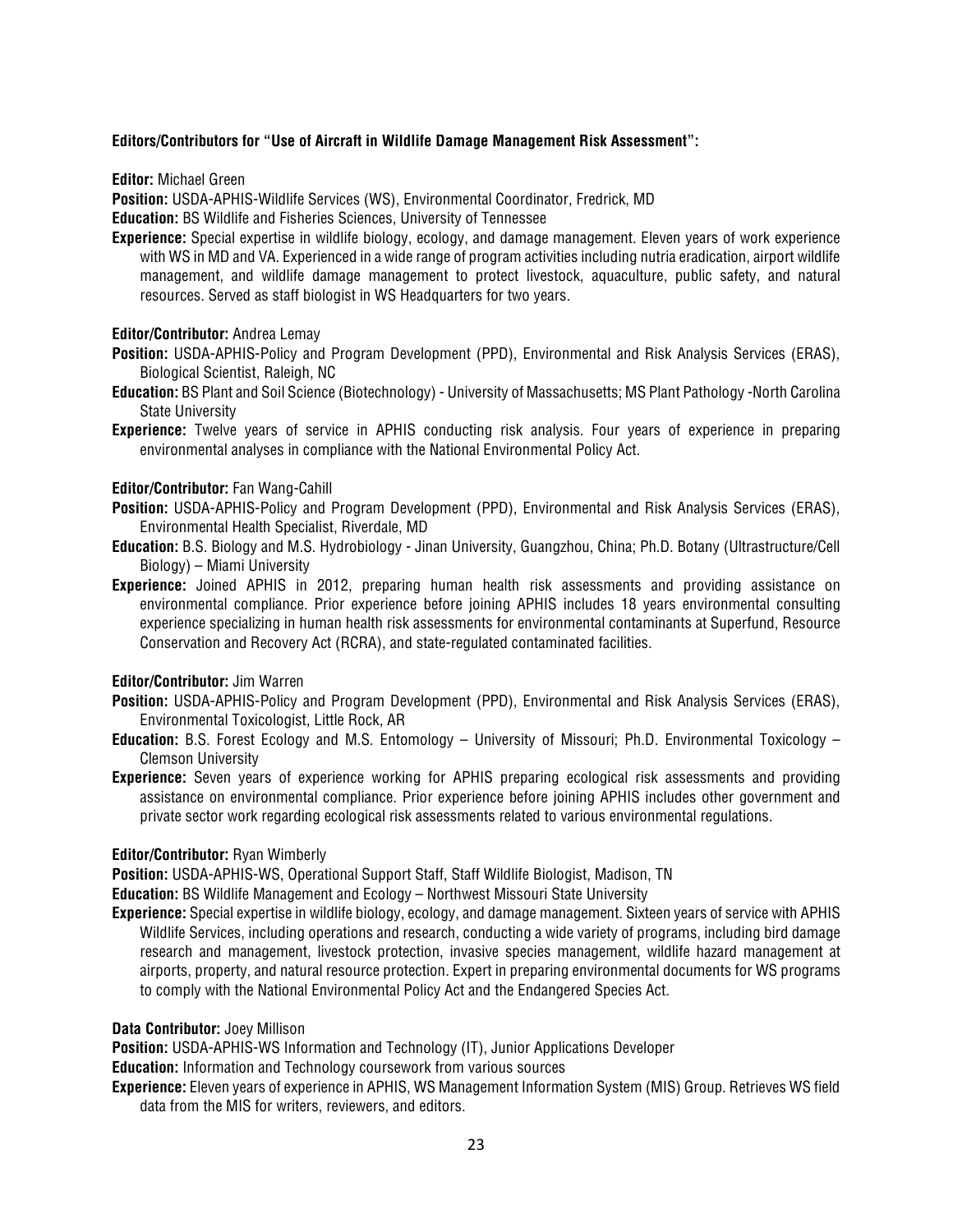**Editors/Contributors for "Use of Aircraft in Wildlife Damage Management Risk Assessment":**

**Editor:** Michael Green

**Position:** USDA-APHIS-Wildlife Services (WS), Environmental Coordinator, Fredrick, MD

**Education:** BS Wildlife and Fisheries Sciences, University of Tennessee

**Experience:** Special expertise in wildlife biology, ecology, and damage management. Eleven years of work experience with WS in MD and VA. Experienced in a wide range of program activities including nutria eradication, airport wildlife management, and wildlife damage management to protect livestock, aquaculture, public safety, and natural resources. Served as staff biologist in WS Headquarters for two years.

**Editor/Contributor:** Andrea Lemay

**Position:** USDA-APHIS-Policy and Program Development (PPD), Environmental and Risk Analysis Services (ERAS), Biological Scientist, Raleigh, NC

**Education:** BS Plant and Soil Science (Biotechnology) - University of Massachusetts; MS Plant Pathology -North Carolina State University

**Experience:** Twelve years of service in APHIS conducting risk analysis. Four years of experience in preparing environmental analyses in compliance with the National Environmental Policy Act.

**Editor/Contributor:** Fan Wang-Cahill

**Position:** USDA-APHIS-Policy and Program Development (PPD), Environmental and Risk Analysis Services (ERAS), Environmental Health Specialist, Riverdale, MD

**Education:** B.S. Biology and M.S. Hydrobiology - Jinan University, Guangzhou, China; Ph.D. Botany (Ultrastructure/Cell Biology) – Miami University

**Experience:** Joined APHIS in 2012, preparing human health risk assessments and providing assistance on environmental compliance. Prior experience before joining APHIS includes 18 years environmental consulting experience specializing in human health risk assessments for environmental contaminants at Superfund, Resource Conservation and Recovery Act (RCRA), and state-regulated contaminated facilities.

**Editor/Contributor:** Jim Warren

**Position:** USDA-APHIS-Policy and Program Development (PPD), Environmental and Risk Analysis Services (ERAS), Environmental Toxicologist, Little Rock, AR

**Education:** B.S. Forest Ecology and M.S. Entomology – University of Missouri; Ph.D. Environmental Toxicology – Clemson University

**Experience:** Seven years of experience working for APHIS preparing ecological risk assessments and providing assistance on environmental compliance. Prior experience before joining APHIS includes other government and private sector work regarding ecological risk assessments related to various environmental regulations.

**Editor/Contributor:** Ryan Wimberly

**Position:** USDA-APHIS-WS, Operational Support Staff, Staff Wildlife Biologist, Madison, TN

**Education:** BS Wildlife Management and Ecology – Northwest Missouri State University

**Experience:** Special expertise in wildlife biology, ecology, and damage management. Sixteen years of service with APHIS Wildlife Services, including operations and research, conducting a wide variety of programs, including bird damage research and management, livestock protection, invasive species management, wildlife hazard management at airports, property, and natural resource protection. Expert in preparing environmental documents for WS programs to comply with the National Environmental Policy Act and the Endangered Species Act.

**Data Contributor:** Joey Millison

**Position:** USDA-APHIS-WS Information and Technology (IT), Junior Applications Developer

**Education:** Information and Technology coursework from various sources

**Experience:** Eleven years of experience in APHIS, WS Management Information System (MIS) Group. Retrieves WS field data from the MIS for writers, reviewers, and editors.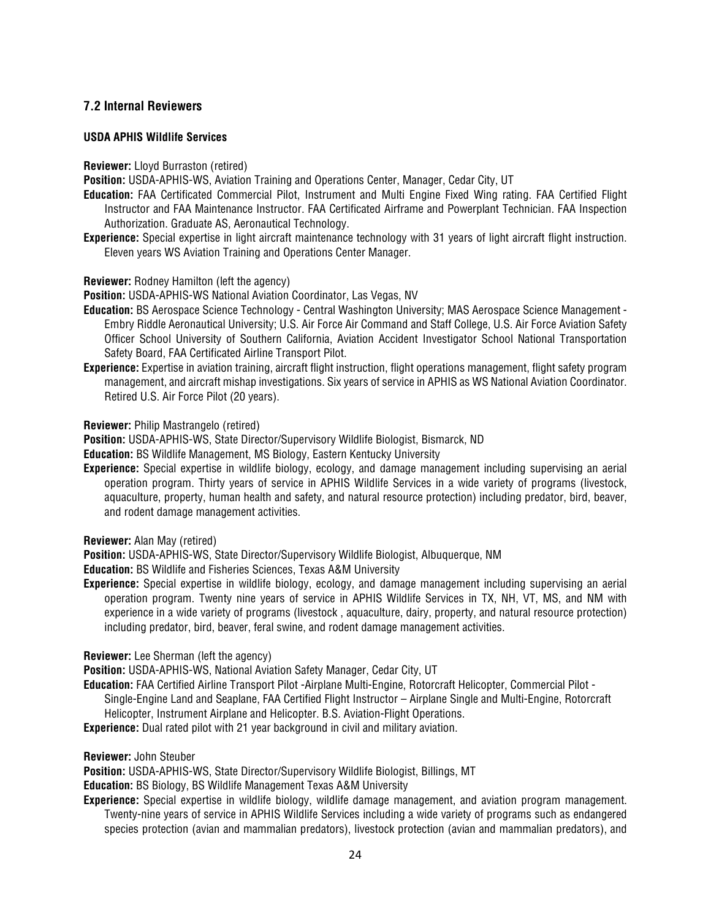## 7.2 Internal Reviewers

### USDA APHIS Wildlife Services

**Reviewer:** Lloyd Burraston (retired)

**Position:** USDA-APHIS-WS, Aviation Training and Operations Center, Manager, Cedar City, UT

**Education:** FAA Certificated Commercial Pilot, Instrument and Multi Engine Fixed Wing rating. FAA Certified Flight Instructor and FAA Maintenance Instructor. FAA Certificated Airframe and Powerplant Technician. FAA Inspection Authorization. Graduate AS, Aeronautical Technology.

**Experience:** Special expertise in light aircraft maintenance technology with 31 years of light aircraft flight instruction. Eleven years WS Aviation Training and Operations Center Manager.

**Reviewer:** Rodney Hamilton (left the agency)

**Position:** USDA-APHIS-WS National Aviation Coordinator, Las Vegas, NV

**Education:** BS Aerospace Science Technology - Central Washington University; MAS Aerospace Science Management - Embry Riddle Aeronautical University; U.S. Air Force Air Command and Staff College, U.S. Air Force Aviation Safety Officer School University of Southern California, Aviation Accident Investigator School National Transportation Safety Board, FAA Certificated Airline Transport Pilot.

**Experience:** Expertise in aviation training, aircraft flight instruction, flight operations management, flight safety program management, and aircraft mishap investigations. Six years of service in APHIS as WS National Aviation Coordinator. Retired U.S. Air Force Pilot (20 years).

**Reviewer:** Philip Mastrangelo (retired)

**Position:** USDA-APHIS-WS, State Director/Supervisory Wildlife Biologist, Bismarck, ND

**Education:** BS Wildlife Management, MS Biology, Eastern Kentucky University

**Experience:** Special expertise in wildlife biology, ecology, and damage management including supervising an aerial operation program. Thirty years of service in APHIS Wildlife Services in a wide variety of programs (livestock, aquaculture, property, human health and safety, and natural resource protection) including predator, bird, beaver, and rodent damage management activities.

**Reviewer:** Alan May (retired)

**Position:** USDA-APHIS-WS, State Director/Supervisory Wildlife Biologist, Albuquerque, NM

**Education:** BS Wildlife and Fisheries Sciences, Texas A&M University

**Experience:** Special expertise in wildlife biology, ecology, and damage management including supervising an aerial operation program. Twenty nine years of service in APHIS Wildlife Services in TX, NH, VT, MS, and NM with experience in a wide variety of programs (livestock , aquaculture, dairy, property, and natural resource protection) including predator, bird, beaver, feral swine, and rodent damage management activities.

**Reviewer:** Lee Sherman (left the agency)

**Position:** USDA-APHIS-WS, National Aviation Safety Manager, Cedar City, UT

**Education:** FAA Certified Airline Transport Pilot -Airplane Multi-Engine, Rotorcraft Helicopter, Commercial Pilot - Single-Engine Land and Seaplane, FAA Certified Flight Instructor – Airplane Single and Multi-Engine, Rotorcraft Helicopter, Instrument Airplane and Helicopter. B.S. Aviation-Flight Operations.

**Experience:** Dual rated pilot with 21 year background in civil and military aviation.

**Reviewer:** John Steuber

**Position:** USDA-APHIS-WS, State Director/Supervisory Wildlife Biologist, Billings, MT

**Education:** BS Biology, BS Wildlife Management Texas A&M University

**Experience:** Special expertise in wildlife biology, wildlife damage management, and aviation program management. Twenty-nine years of service in APHIS Wildlife Services including a wide variety of programs such as endangered species protection (avian and mammalian predators), livestock protection (avian and mammalian predators), and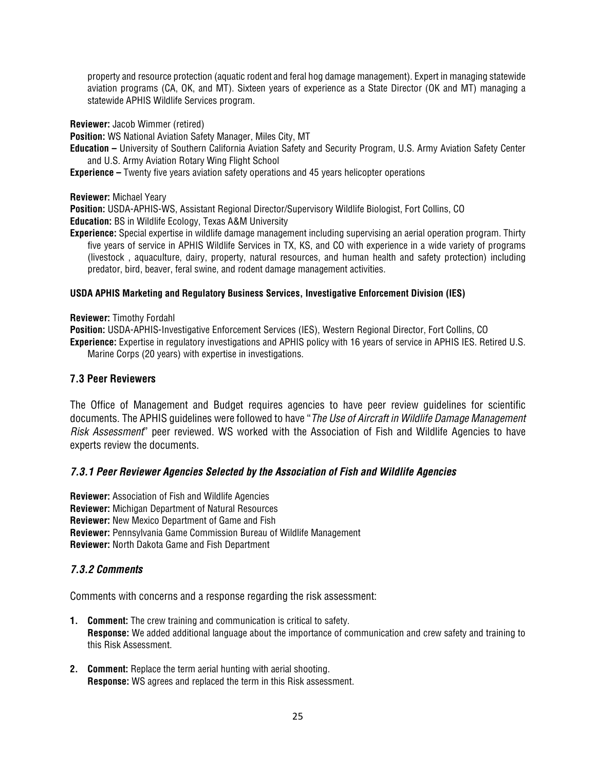property and resource protection (aquatic rodent and feral hog damage management). Expert in managing statewide aviation programs (CA, OK, and MT). Sixteen years of experience as a State Director (OK and MT) managing a statewide APHIS Wildlife Services program.

**Reviewer:** Jacob Wimmer (retired)
**Position:** WS National Aviation Safety Manager, Miles City, MT
**Education –** University of Southern California Aviation Safety and Security Program, U.S. Army Aviation Safety Center and U.S. Army Aviation Rotary Wing Flight School
**Experience –** Twenty five years aviation safety operations and 45 years helicopter operations

**Reviewer:** Michael Yeary
**Position:** USDA-APHIS-WS, Assistant Regional Director/Supervisory Wildlife Biologist, Fort Collins, CO
**Education:** BS in Wildlife Ecology, Texas A&M University
**Experience:** Special expertise in wildlife damage management including supervising an aerial operation program. Thirty five years of service in APHIS Wildlife Services in TX, KS, and CO with experience in a wide variety of programs (livestock , aquaculture, dairy, property, natural resources, and human health and safety protection) including predator, bird, beaver, feral swine, and rodent damage management activities.

**USDA APHIS Marketing and Regulatory Business Services, Investigative Enforcement Division (IES)**

**Reviewer:** Timothy Fordahl
**Position:** USDA-APHIS-Investigative Enforcement Services (IES), Western Regional Director, Fort Collins, CO
**Experience:** Expertise in regulatory investigations and APHIS policy with 16 years of service in APHIS IES. Retired U.S. Marine Corps (20 years) with expertise in investigations.

## 7.3 Peer Reviewers

The Office of Management and Budget requires agencies to have peer review guidelines for scientific documents. The APHIS guidelines were followed to have "*The Use of Aircraft in Wildlife Damage Management Risk Assessment*" peer reviewed. WS worked with the Association of Fish and Wildlife Agencies to have experts review the documents.

### *7.3.1 Peer Reviewer Agencies Selected by the Association of Fish and Wildlife Agencies*

**Reviewer:** Association of Fish and Wildlife Agencies
**Reviewer:** Michigan Department of Natural Resources
**Reviewer:** New Mexico Department of Game and Fish
**Reviewer:** Pennsylvania Game Commission Bureau of Wildlife Management
**Reviewer:** North Dakota Game and Fish Department

### *7.3.2 Comments*

Comments with concerns and a response regarding the risk assessment:

1. **Comment:** The crew training and communication is critical to safety.
   **Response:** We added additional language about the importance of communication and crew safety and training to this Risk Assessment.

2. **Comment:** Replace the term aerial hunting with aerial shooting.
   **Response:** WS agrees and replaced the term in this Risk assessment.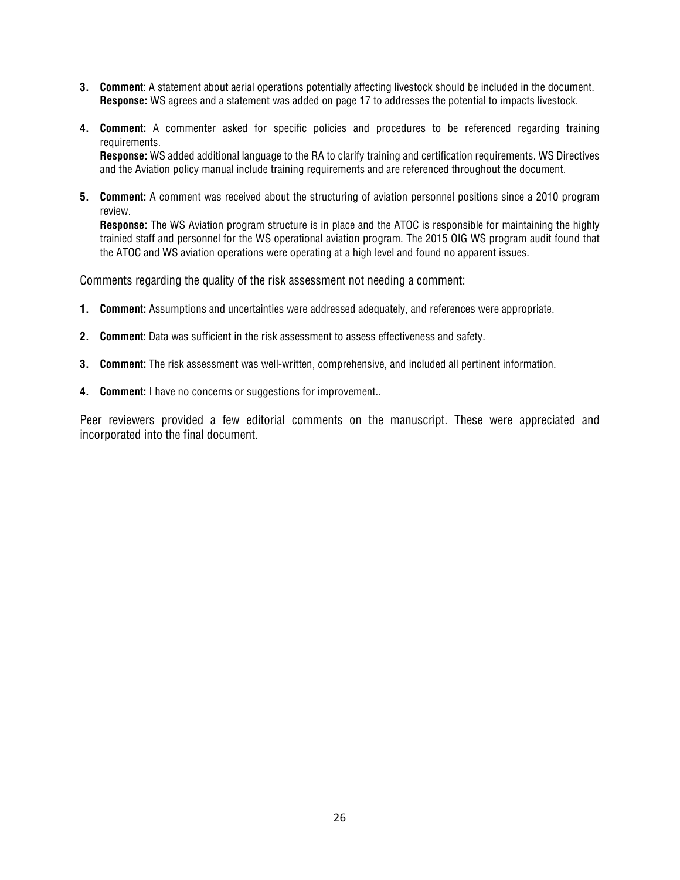3. **Comment**: A statement about aerial operations potentially affecting livestock should be included in the document.
   **Response:** WS agrees and a statement was added on page 17 to addresses the potential to impacts livestock.

4. **Comment:** A commenter asked for specific policies and procedures to be referenced regarding training requirements.
   **Response:** WS added additional language to the RA to clarify training and certification requirements. WS Directives and the Aviation policy manual include training requirements and are referenced throughout the document.

5. **Comment:** A comment was received about the structuring of aviation personnel positions since a 2010 program review.
   **Response:** The WS Aviation program structure is in place and the ATOC is responsible for maintaining the highly trainied staff and personnel for the WS operational aviation program. The 2015 OIG WS program audit found that the ATOC and WS aviation operations were operating at a high level and found no apparent issues.

Comments regarding the quality of the risk assessment not needing a comment:

1. **Comment:** Assumptions and uncertainties were addressed adequately, and references were appropriate.

2. **Comment**: Data was sufficient in the risk assessment to assess effectiveness and safety.

3. **Comment:** The risk assessment was well-written, comprehensive, and included all pertinent information.

4. **Comment:** I have no concerns or suggestions for improvement..

Peer reviewers provided a few editorial comments on the manuscript. These were appreciated and incorporated into the final document.